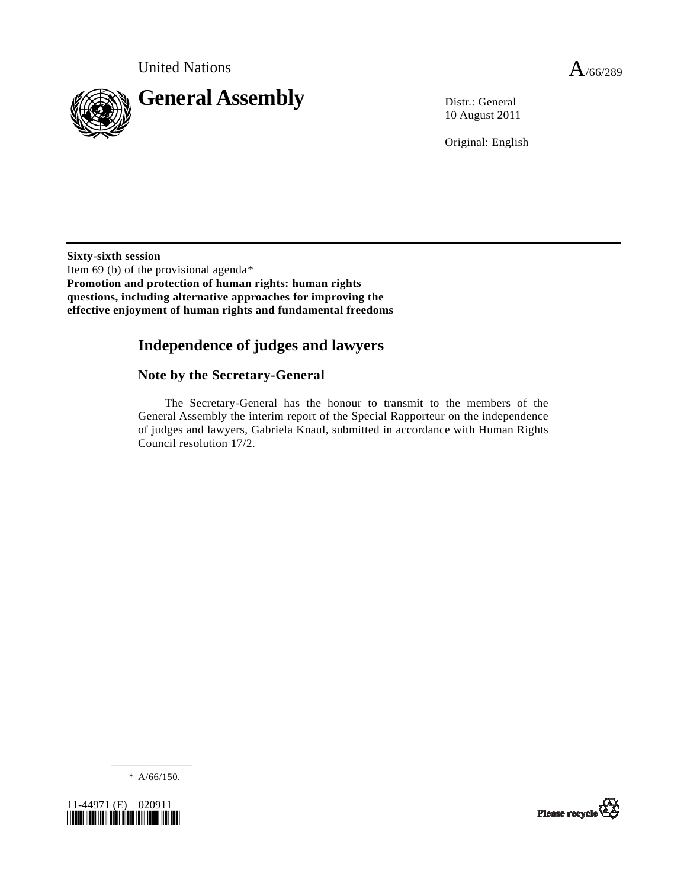United Nations A/66/289

# General Assembly

Distr.: General
10 August 2011

Original: English

**Sixty-sixth session**
Item 69 (b) of the provisional agenda*
**Promotion and protection of human rights: human rights questions, including alternative approaches for improving the effective enjoyment of human rights and fundamental freedoms**

## Independence of judges and lawyers

### Note by the Secretary-General

The Secretary-General has the honour to transmit to the members of the General Assembly the interim report of the Special Rapporteur on the independence of judges and lawyers, Gabriela Knaul, submitted in accordance with Human Rights Council resolution 17/2.

* A/66/150.

11-44971 (E) 020911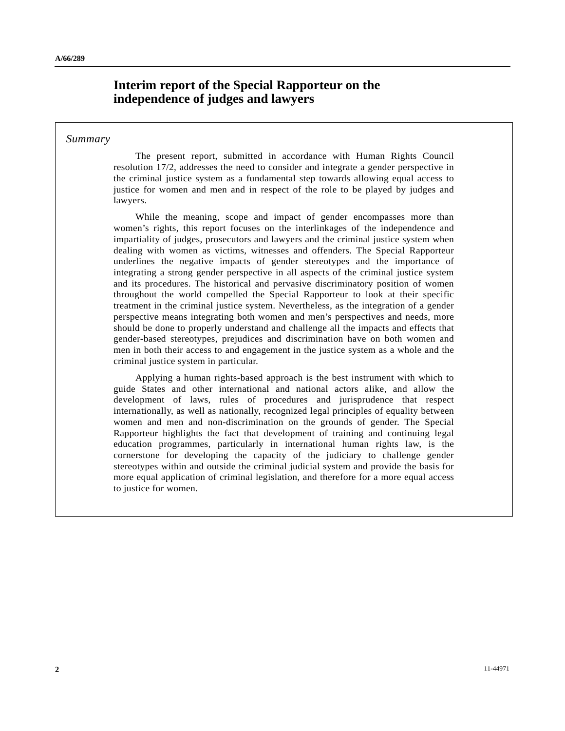# Interim report of the Special Rapporteur on the independence of judges and lawyers

*Summary*

The present report, submitted in accordance with Human Rights Council resolution 17/2, addresses the need to consider and integrate a gender perspective in the criminal justice system as a fundamental step towards allowing equal access to justice for women and men and in respect of the role to be played by judges and lawyers.

While the meaning, scope and impact of gender encompasses more than women's rights, this report focuses on the interlinkages of the independence and impartiality of judges, prosecutors and lawyers and the criminal justice system when dealing with women as victims, witnesses and offenders. The Special Rapporteur underlines the negative impacts of gender stereotypes and the importance of integrating a strong gender perspective in all aspects of the criminal justice system and its procedures. The historical and pervasive discriminatory position of women throughout the world compelled the Special Rapporteur to look at their specific treatment in the criminal justice system. Nevertheless, as the integration of a gender perspective means integrating both women and men's perspectives and needs, more should be done to properly understand and challenge all the impacts and effects that gender-based stereotypes, prejudices and discrimination have on both women and men in both their access to and engagement in the justice system as a whole and the criminal justice system in particular.

Applying a human rights-based approach is the best instrument with which to guide States and other international and national actors alike, and allow the development of laws, rules of procedures and jurisprudence that respect internationally, as well as nationally, recognized legal principles of equality between women and men and non-discrimination on the grounds of gender. The Special Rapporteur highlights the fact that development of training and continuing legal education programmes, particularly in international human rights law, is the cornerstone for developing the capacity of the judiciary to challenge gender stereotypes within and outside the criminal judicial system and provide the basis for more equal application of criminal legislation, and therefore for a more equal access to justice for women.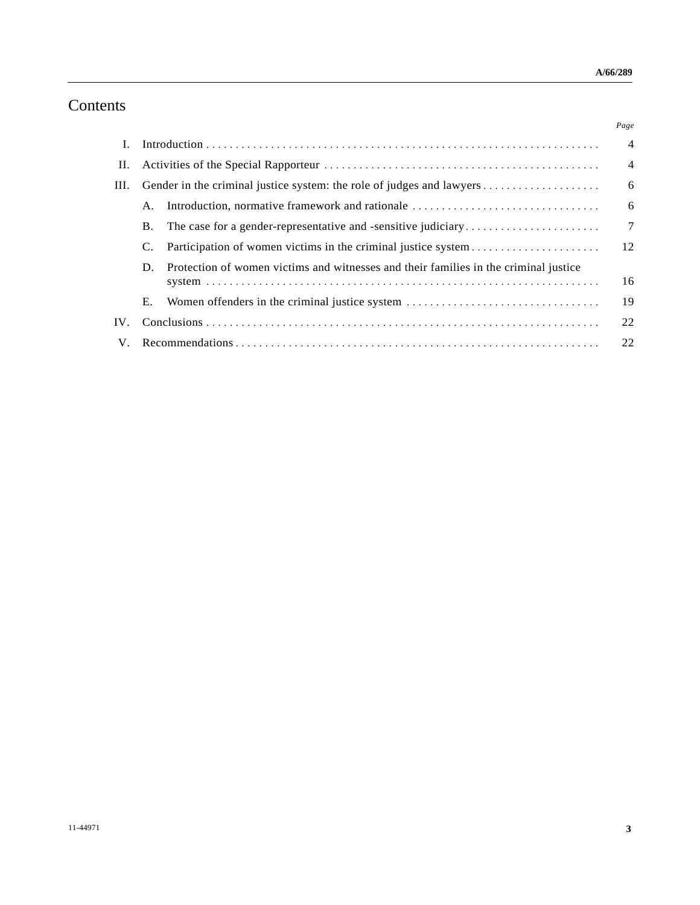# Contents

| | | Page |
|---|---|---|
| I. | Introduction | 4 |
| II. | Activities of the Special Rapporteur | 4 |
| III. | Gender in the criminal justice system: the role of judges and lawyers | 6 |
| | A. Introduction, normative framework and rationale | 6 |
| | B. The case for a gender-representative and -sensitive judiciary | 7 |
| | C. Participation of women victims in the criminal justice system | 12 |
| | D. Protection of women victims and witnesses and their families in the criminal justice system | 16 |
| | E. Women offenders in the criminal justice system | 19 |
| IV. | Conclusions | 22 |
| V. | Recommendations | 22 |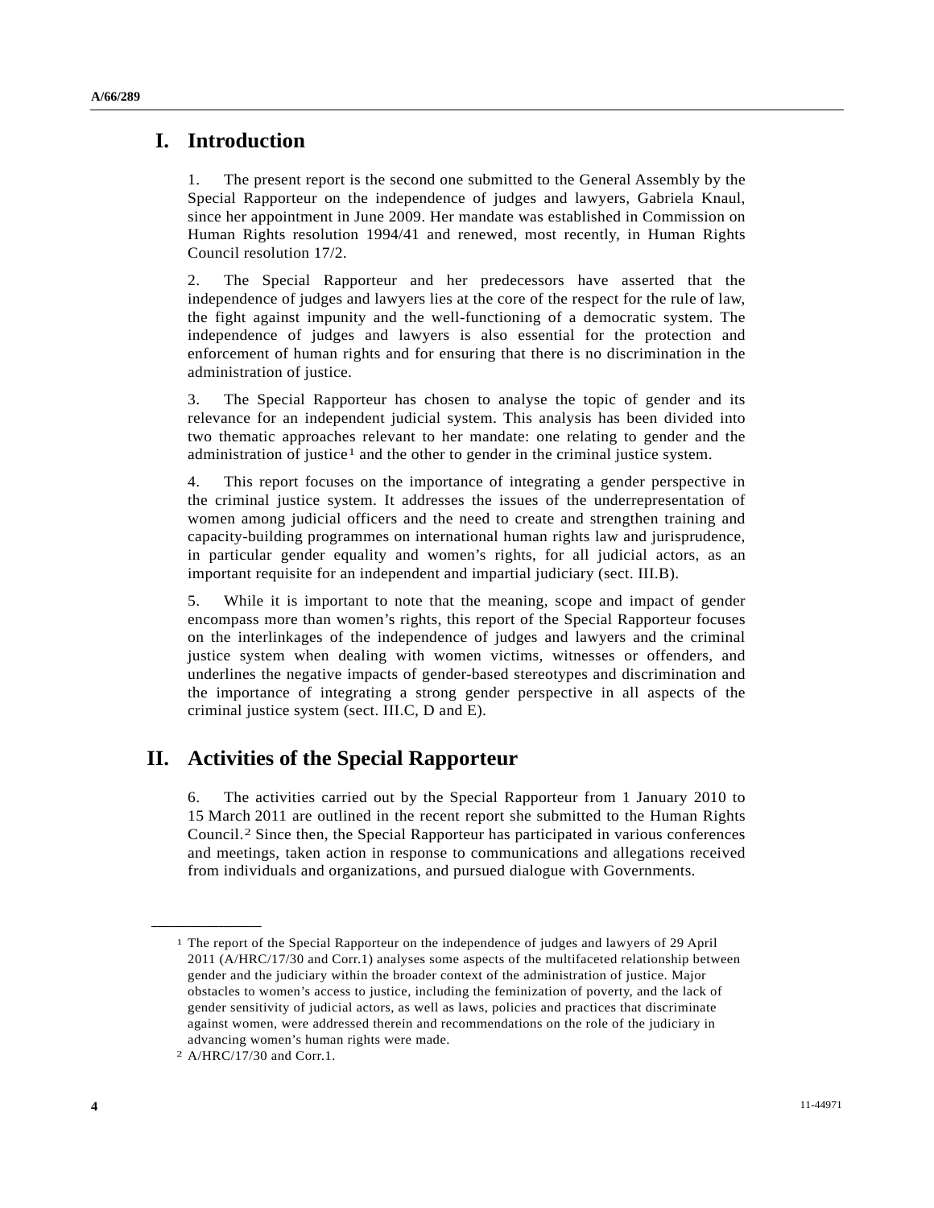# I. Introduction

1. The present report is the second one submitted to the General Assembly by the Special Rapporteur on the independence of judges and lawyers, Gabriela Knaul, since her appointment in June 2009. Her mandate was established in Commission on Human Rights resolution 1994/41 and renewed, most recently, in Human Rights Council resolution 17/2.

2. The Special Rapporteur and her predecessors have asserted that the independence of judges and lawyers lies at the core of the respect for the rule of law, the fight against impunity and the well-functioning of a democratic system. The independence of judges and lawyers is also essential for the protection and enforcement of human rights and for ensuring that there is no discrimination in the administration of justice.

3. The Special Rapporteur has chosen to analyse the topic of gender and its relevance for an independent judicial system. This analysis has been divided into two thematic approaches relevant to her mandate: one relating to gender and the administration of justice[1] and the other to gender in the criminal justice system.

4. This report focuses on the importance of integrating a gender perspective in the criminal justice system. It addresses the issues of the underrepresentation of women among judicial officers and the need to create and strengthen training and capacity-building programmes on international human rights law and jurisprudence, in particular gender equality and women's rights, for all judicial actors, as an important requisite for an independent and impartial judiciary (sect. III.B).

5. While it is important to note that the meaning, scope and impact of gender encompass more than women's rights, this report of the Special Rapporteur focuses on the interlinkages of the independence of judges and lawyers and the criminal justice system when dealing with women victims, witnesses or offenders, and underlines the negative impacts of gender-based stereotypes and discrimination and the importance of integrating a strong gender perspective in all aspects of the criminal justice system (sect. III.C, D and E).

# II. Activities of the Special Rapporteur

6. The activities carried out by the Special Rapporteur from 1 January 2010 to 15 March 2011 are outlined in the recent report she submitted to the Human Rights Council.[2] Since then, the Special Rapporteur has participated in various conferences and meetings, taken action in response to communications and allegations received from individuals and organizations, and pursued dialogue with Governments.

---

[1] The report of the Special Rapporteur on the independence of judges and lawyers of 29 April 2011 (A/HRC/17/30 and Corr.1) analyses some aspects of the multifaceted relationship between gender and the judiciary within the broader context of the administration of justice. Major obstacles to women's access to justice, including the feminization of poverty, and the lack of gender sensitivity of judicial actors, as well as laws, policies and practices that discriminate against women, were addressed therein and recommendations on the role of the judiciary in advancing women's human rights were made.

[2] A/HRC/17/30 and Corr.1.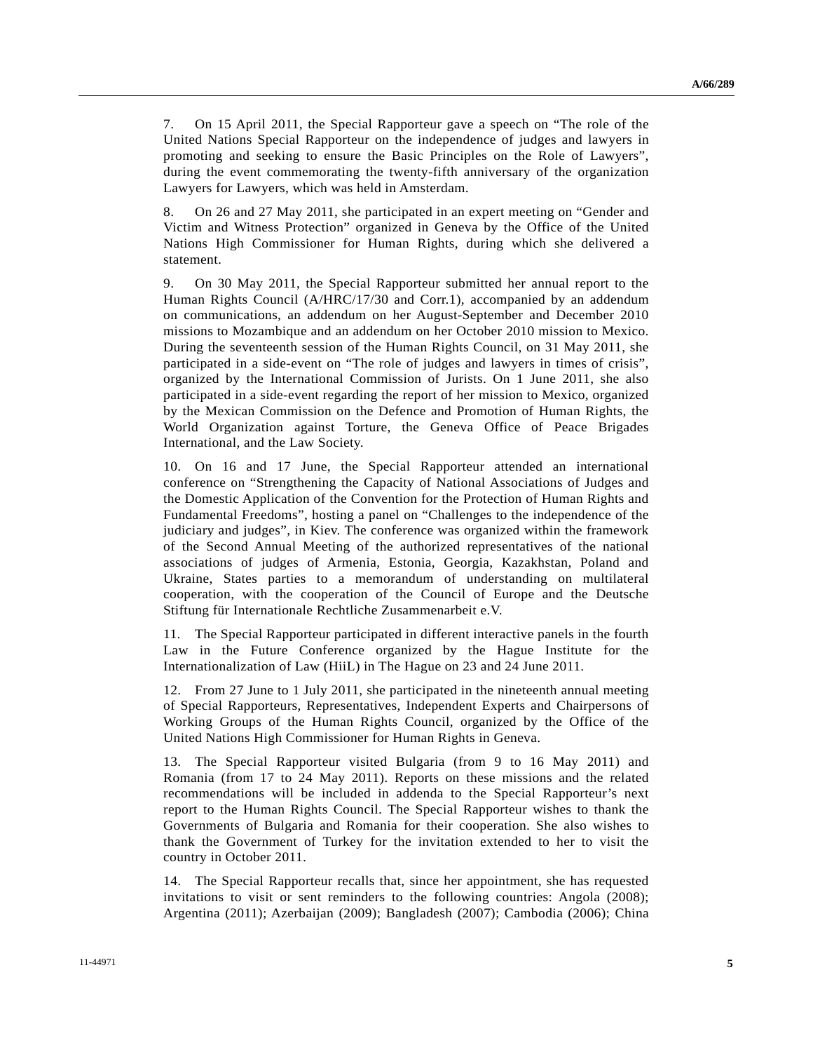7. On 15 April 2011, the Special Rapporteur gave a speech on "The role of the United Nations Special Rapporteur on the independence of judges and lawyers in promoting and seeking to ensure the Basic Principles on the Role of Lawyers", during the event commemorating the twenty-fifth anniversary of the organization Lawyers for Lawyers, which was held in Amsterdam.

8. On 26 and 27 May 2011, she participated in an expert meeting on "Gender and Victim and Witness Protection" organized in Geneva by the Office of the United Nations High Commissioner for Human Rights, during which she delivered a statement.

9. On 30 May 2011, the Special Rapporteur submitted her annual report to the Human Rights Council (A/HRC/17/30 and Corr.1), accompanied by an addendum on communications, an addendum on her August-September and December 2010 missions to Mozambique and an addendum on her October 2010 mission to Mexico. During the seventeenth session of the Human Rights Council, on 31 May 2011, she participated in a side-event on "The role of judges and lawyers in times of crisis", organized by the International Commission of Jurists. On 1 June 2011, she also participated in a side-event regarding the report of her mission to Mexico, organized by the Mexican Commission on the Defence and Promotion of Human Rights, the World Organization against Torture, the Geneva Office of Peace Brigades International, and the Law Society.

10. On 16 and 17 June, the Special Rapporteur attended an international conference on "Strengthening the Capacity of National Associations of Judges and the Domestic Application of the Convention for the Protection of Human Rights and Fundamental Freedoms", hosting a panel on "Challenges to the independence of the judiciary and judges", in Kiev. The conference was organized within the framework of the Second Annual Meeting of the authorized representatives of the national associations of judges of Armenia, Estonia, Georgia, Kazakhstan, Poland and Ukraine, States parties to a memorandum of understanding on multilateral cooperation, with the cooperation of the Council of Europe and the Deutsche Stiftung für Internationale Rechtliche Zusammenarbeit e.V.

11. The Special Rapporteur participated in different interactive panels in the fourth Law in the Future Conference organized by the Hague Institute for the Internationalization of Law (HiiL) in The Hague on 23 and 24 June 2011.

12. From 27 June to 1 July 2011, she participated in the nineteenth annual meeting of Special Rapporteurs, Representatives, Independent Experts and Chairpersons of Working Groups of the Human Rights Council, organized by the Office of the United Nations High Commissioner for Human Rights in Geneva.

13. The Special Rapporteur visited Bulgaria (from 9 to 16 May 2011) and Romania (from 17 to 24 May 2011). Reports on these missions and the related recommendations will be included in addenda to the Special Rapporteur's next report to the Human Rights Council. The Special Rapporteur wishes to thank the Governments of Bulgaria and Romania for their cooperation. She also wishes to thank the Government of Turkey for the invitation extended to her to visit the country in October 2011.

14. The Special Rapporteur recalls that, since her appointment, she has requested invitations to visit or sent reminders to the following countries: Angola (2008); Argentina (2011); Azerbaijan (2009); Bangladesh (2007); Cambodia (2006); China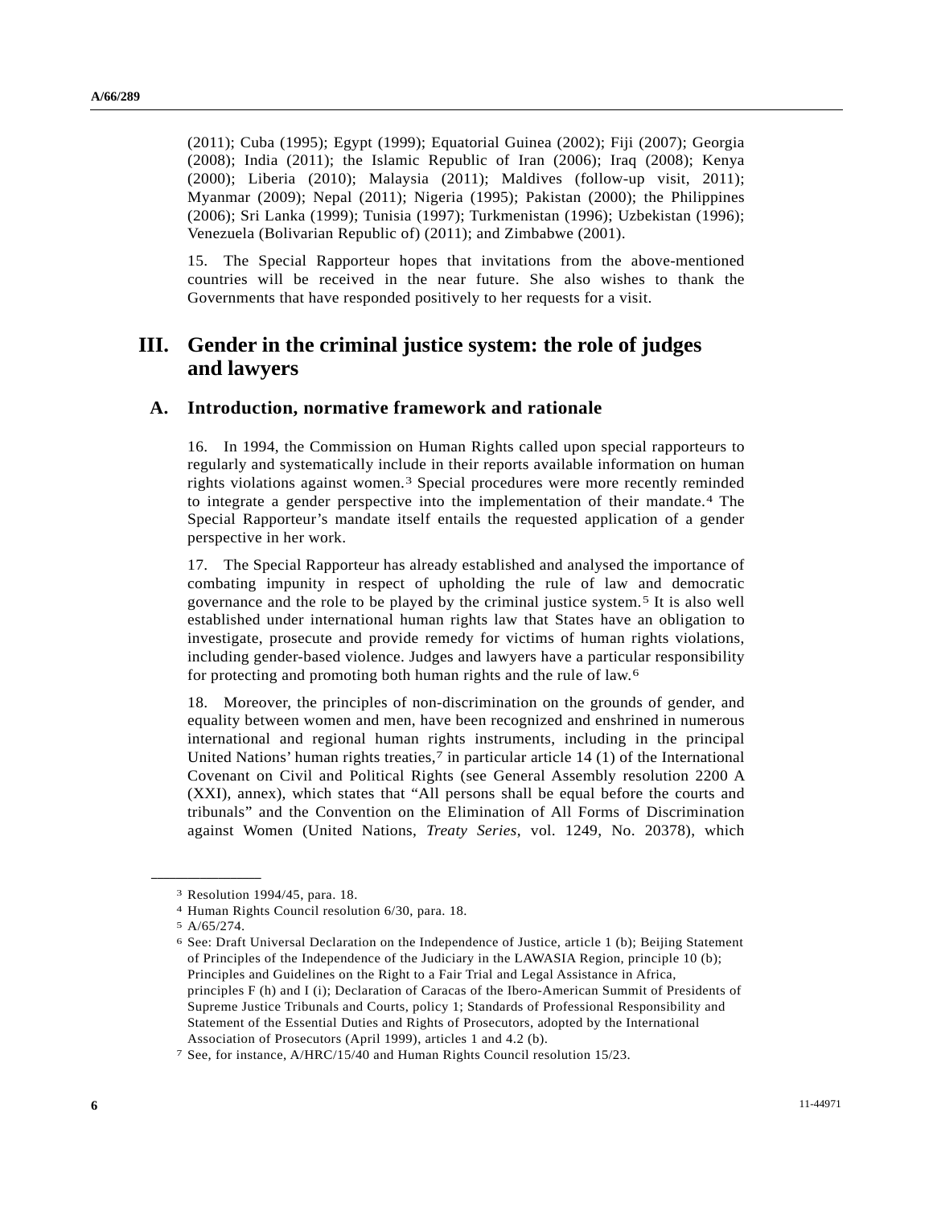(2011); Cuba (1995); Egypt (1999); Equatorial Guinea (2002); Fiji (2007); Georgia (2008); India (2011); the Islamic Republic of Iran (2006); Iraq (2008); Kenya (2000); Liberia (2010); Malaysia (2011); Maldives (follow-up visit, 2011); Myanmar (2009); Nepal (2011); Nigeria (1995); Pakistan (2000); the Philippines (2006); Sri Lanka (1999); Tunisia (1997); Turkmenistan (1996); Uzbekistan (1996); Venezuela (Bolivarian Republic of) (2011); and Zimbabwe (2001).

15. The Special Rapporteur hopes that invitations from the above-mentioned countries will be received in the near future. She also wishes to thank the Governments that have responded positively to her requests for a visit.

# III. Gender in the criminal justice system: the role of judges and lawyers

## A. Introduction, normative framework and rationale

16. In 1994, the Commission on Human Rights called upon special rapporteurs to regularly and systematically include in their reports available information on human rights violations against women.[3] Special procedures were more recently reminded to integrate a gender perspective into the implementation of their mandate.[4] The Special Rapporteur's mandate itself entails the requested application of a gender perspective in her work.

17. The Special Rapporteur has already established and analysed the importance of combating impunity in respect of upholding the rule of law and democratic governance and the role to be played by the criminal justice system.[5] It is also well established under international human rights law that States have an obligation to investigate, prosecute and provide remedy for victims of human rights violations, including gender-based violence. Judges and lawyers have a particular responsibility for protecting and promoting both human rights and the rule of law.[6]

18. Moreover, the principles of non-discrimination on the grounds of gender, and equality between women and men, have been recognized and enshrined in numerous international and regional human rights instruments, including in the principal United Nations' human rights treaties,[7] in particular article 14 (1) of the International Covenant on Civil and Political Rights (see General Assembly resolution 2200 A (XXI), annex), which states that "All persons shall be equal before the courts and tribunals" and the Convention on the Elimination of All Forms of Discrimination against Women (United Nations, *Treaty Series*, vol. 1249, No. 20378), which

---

[3] Resolution 1994/45, para. 18.

[4] Human Rights Council resolution 6/30, para. 18.

[5] A/65/274.

[6] See: Draft Universal Declaration on the Independence of Justice, article 1 (b); Beijing Statement of Principles of the Independence of the Judiciary in the LAWASIA Region, principle 10 (b); Principles and Guidelines on the Right to a Fair Trial and Legal Assistance in Africa, principles F (h) and I (i); Declaration of Caracas of the Ibero-American Summit of Presidents of Supreme Justice Tribunals and Courts, policy 1; Standards of Professional Responsibility and Statement of the Essential Duties and Rights of Prosecutors, adopted by the International Association of Prosecutors (April 1999), articles 1 and 4.2 (b).

[7] See, for instance, A/HRC/15/40 and Human Rights Council resolution 15/23.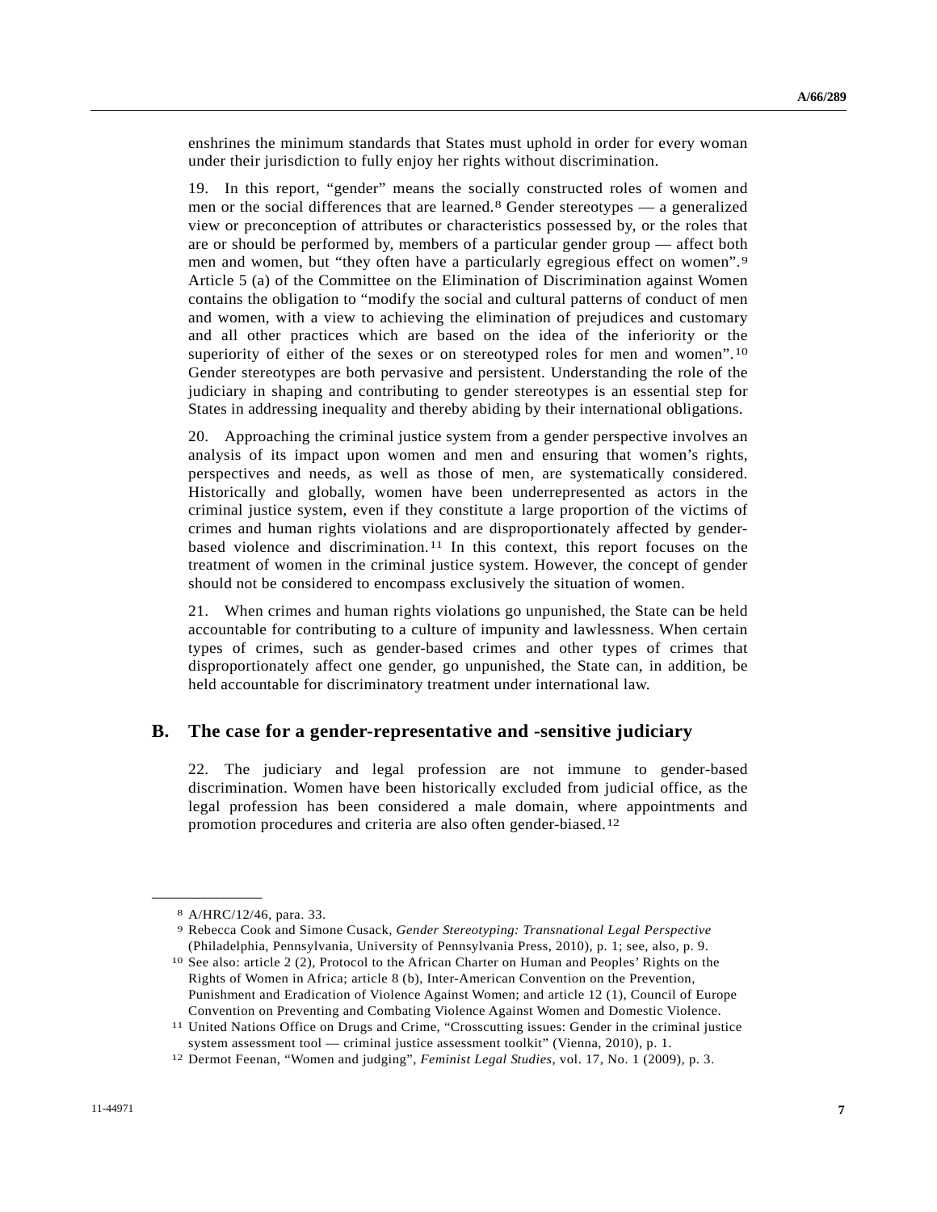enshrines the minimum standards that States must uphold in order for every woman under their jurisdiction to fully enjoy her rights without discrimination.

19. In this report, "gender" means the socially constructed roles of women and men or the social differences that are learned.[8] Gender stereotypes — a generalized view or preconception of attributes or characteristics possessed by, or the roles that are or should be performed by, members of a particular gender group — affect both men and women, but "they often have a particularly egregious effect on women".[9] Article 5 (a) of the Committee on the Elimination of Discrimination against Women contains the obligation to "modify the social and cultural patterns of conduct of men and women, with a view to achieving the elimination of prejudices and customary and all other practices which are based on the idea of the inferiority or the superiority of either of the sexes or on stereotyped roles for men and women".[10] Gender stereotypes are both pervasive and persistent. Understanding the role of the judiciary in shaping and contributing to gender stereotypes is an essential step for States in addressing inequality and thereby abiding by their international obligations.

20. Approaching the criminal justice system from a gender perspective involves an analysis of its impact upon women and men and ensuring that women's rights, perspectives and needs, as well as those of men, are systematically considered. Historically and globally, women have been underrepresented as actors in the criminal justice system, even if they constitute a large proportion of the victims of crimes and human rights violations and are disproportionately affected by gender-based violence and discrimination.[11] In this context, this report focuses on the treatment of women in the criminal justice system. However, the concept of gender should not be considered to encompass exclusively the situation of women.

21. When crimes and human rights violations go unpunished, the State can be held accountable for contributing to a culture of impunity and lawlessness. When certain types of crimes, such as gender-based crimes and other types of crimes that disproportionately affect one gender, go unpunished, the State can, in addition, be held accountable for discriminatory treatment under international law.

## B. The case for a gender-representative and -sensitive judiciary

22. The judiciary and legal profession are not immune to gender-based discrimination. Women have been historically excluded from judicial office, as the legal profession has been considered a male domain, where appointments and promotion procedures and criteria are also often gender-biased.[12]

---

[8] A/HRC/12/46, para. 33.

[9] Rebecca Cook and Simone Cusack, *Gender Stereotyping: Transnational Legal Perspective* (Philadelphia, Pennsylvania, University of Pennsylvania Press, 2010), p. 1; see, also, p. 9.

[10] See also: article 2 (2), Protocol to the African Charter on Human and Peoples' Rights on the Rights of Women in Africa; article 8 (b), Inter-American Convention on the Prevention, Punishment and Eradication of Violence Against Women; and article 12 (1), Council of Europe Convention on Preventing and Combating Violence Against Women and Domestic Violence.

[11] United Nations Office on Drugs and Crime, "Crosscutting issues: Gender in the criminal justice system assessment tool — criminal justice assessment toolkit" (Vienna, 2010), p. 1.

[12] Dermot Feenan, "Women and judging", *Feminist Legal Studies*, vol. 17, No. 1 (2009), p. 3.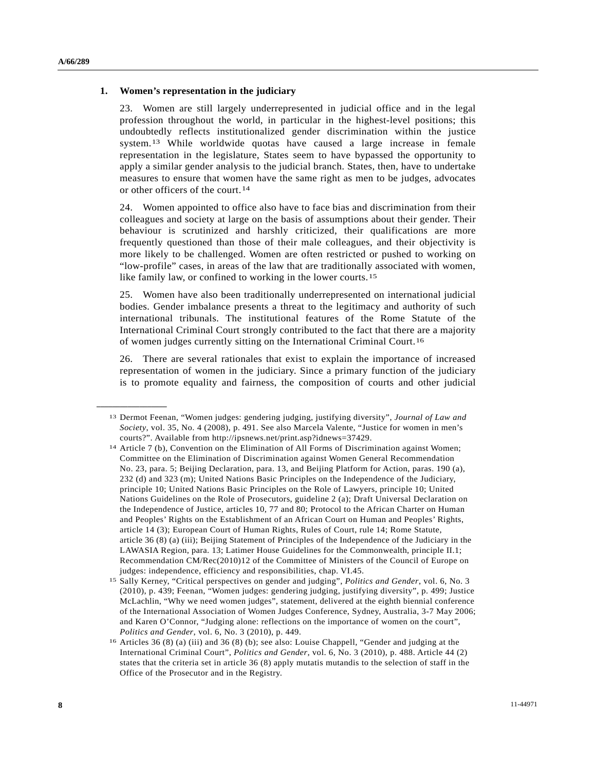### 1. Women's representation in the judiciary

23. Women are still largely underrepresented in judicial office and in the legal profession throughout the world, in particular in the highest-level positions; this undoubtedly reflects institutionalized gender discrimination within the justice system.[13] While worldwide quotas have caused a large increase in female representation in the legislature, States seem to have bypassed the opportunity to apply a similar gender analysis to the judicial branch. States, then, have to undertake measures to ensure that women have the same right as men to be judges, advocates or other officers of the court.[14]

24. Women appointed to office also have to face bias and discrimination from their colleagues and society at large on the basis of assumptions about their gender. Their behaviour is scrutinized and harshly criticized, their qualifications are more frequently questioned than those of their male colleagues, and their objectivity is more likely to be challenged. Women are often restricted or pushed to working on "low-profile" cases, in areas of the law that are traditionally associated with women, like family law, or confined to working in the lower courts.[15]

25. Women have also been traditionally underrepresented on international judicial bodies. Gender imbalance presents a threat to the legitimacy and authority of such international tribunals. The institutional features of the Rome Statute of the International Criminal Court strongly contributed to the fact that there are a majority of women judges currently sitting on the International Criminal Court.[16]

26. There are several rationales that exist to explain the importance of increased representation of women in the judiciary. Since a primary function of the judiciary is to promote equality and fairness, the composition of courts and other judicial

---

[13] Dermot Feenan, "Women judges: gendering judging, justifying diversity", *Journal of Law and Society*, vol. 35, No. 4 (2008), p. 491. See also Marcela Valente, "Justice for women in men's courts?". Available from http://ipsnews.net/print.asp?idnews=37429.

[14] Article 7 (b), Convention on the Elimination of All Forms of Discrimination against Women; Committee on the Elimination of Discrimination against Women General Recommendation No. 23, para. 5; Beijing Declaration, para. 13, and Beijing Platform for Action, paras. 190 (a), 232 (d) and 323 (m); United Nations Basic Principles on the Independence of the Judiciary, principle 10; United Nations Basic Principles on the Role of Lawyers, principle 10; United Nations Guidelines on the Role of Prosecutors, guideline 2 (a); Draft Universal Declaration on the Independence of Justice, articles 10, 77 and 80; Protocol to the African Charter on Human and Peoples' Rights on the Establishment of an African Court on Human and Peoples' Rights, article 14 (3); European Court of Human Rights, Rules of Court, rule 14; Rome Statute, article 36 (8) (a) (iii); Beijing Statement of Principles of the Independence of the Judiciary in the LAWASIA Region, para. 13; Latimer House Guidelines for the Commonwealth, principle II.1; Recommendation CM/Rec(2010)12 of the Committee of Ministers of the Council of Europe on judges: independence, efficiency and responsibilities, chap. VI.45.

[15] Sally Kerney, "Critical perspectives on gender and judging", *Politics and Gender*, vol. 6, No. 3 (2010), p. 439; Feenan, "Women judges: gendering judging, justifying diversity", p. 499; Justice McLachlin, "Why we need women judges", statement, delivered at the eighth biennial conference of the International Association of Women Judges Conference, Sydney, Australia, 3-7 May 2006; and Karen O'Connor, "Judging alone: reflections on the importance of women on the court", *Politics and Gender*, vol. 6, No. 3 (2010), p. 449.

[16] Articles 36 (8) (a) (iii) and 36 (8) (b); see also: Louise Chappell, "Gender and judging at the International Criminal Court", *Politics and Gender*, vol. 6, No. 3 (2010), p. 488. Article 44 (2) states that the criteria set in article 36 (8) apply mutatis mutandis to the selection of staff in the Office of the Prosecutor and in the Registry.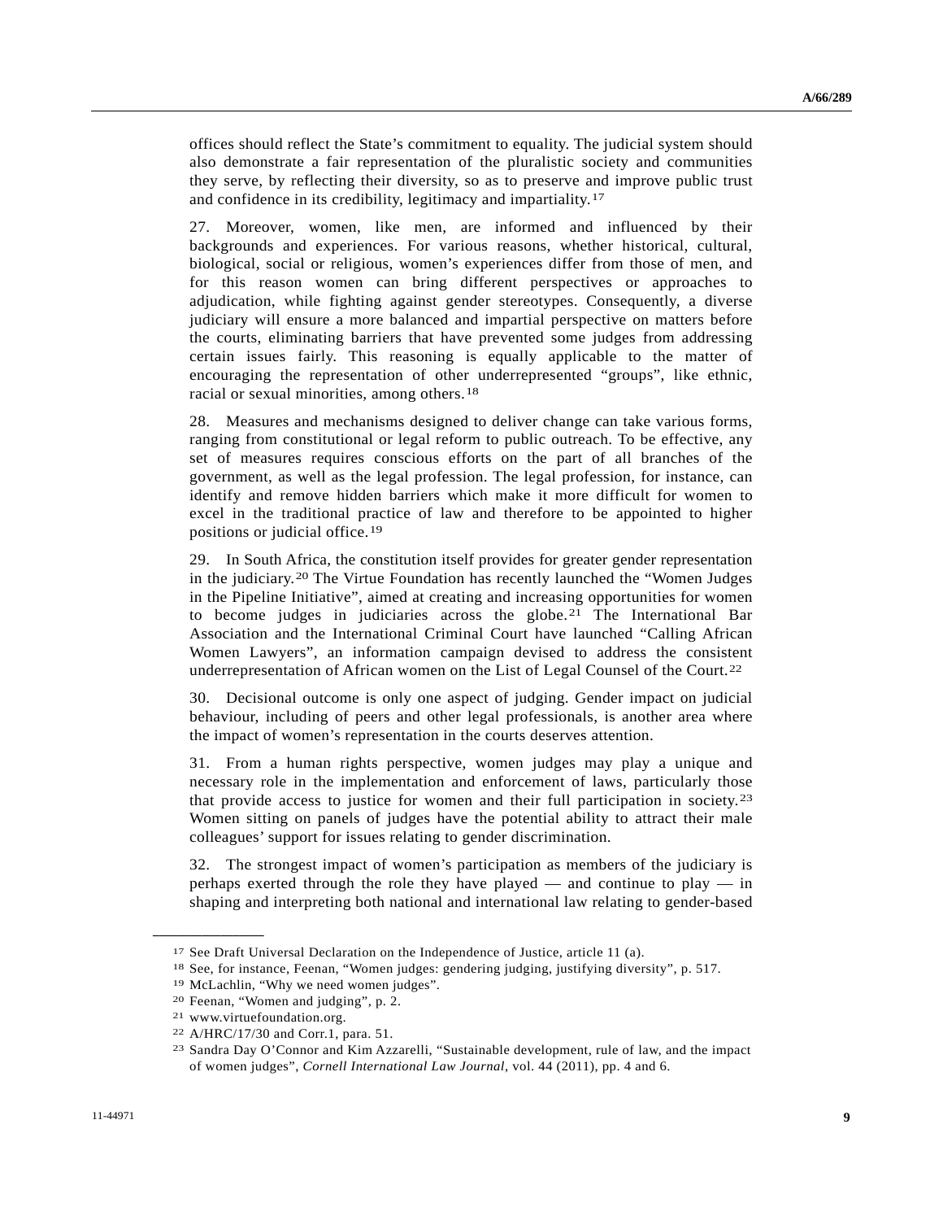offices should reflect the State's commitment to equality. The judicial system should also demonstrate a fair representation of the pluralistic society and communities they serve, by reflecting their diversity, so as to preserve and improve public trust and confidence in its credibility, legitimacy and impartiality.[17]

27. Moreover, women, like men, are informed and influenced by their backgrounds and experiences. For various reasons, whether historical, cultural, biological, social or religious, women's experiences differ from those of men, and for this reason women can bring different perspectives or approaches to adjudication, while fighting against gender stereotypes. Consequently, a diverse judiciary will ensure a more balanced and impartial perspective on matters before the courts, eliminating barriers that have prevented some judges from addressing certain issues fairly. This reasoning is equally applicable to the matter of encouraging the representation of other underrepresented "groups", like ethnic, racial or sexual minorities, among others.[18]

28. Measures and mechanisms designed to deliver change can take various forms, ranging from constitutional or legal reform to public outreach. To be effective, any set of measures requires conscious efforts on the part of all branches of the government, as well as the legal profession. The legal profession, for instance, can identify and remove hidden barriers which make it more difficult for women to excel in the traditional practice of law and therefore to be appointed to higher positions or judicial office.[19]

29. In South Africa, the constitution itself provides for greater gender representation in the judiciary.[20] The Virtue Foundation has recently launched the "Women Judges in the Pipeline Initiative", aimed at creating and increasing opportunities for women to become judges in judiciaries across the globe.[21] The International Bar Association and the International Criminal Court have launched "Calling African Women Lawyers", an information campaign devised to address the consistent underrepresentation of African women on the List of Legal Counsel of the Court.[22]

30. Decisional outcome is only one aspect of judging. Gender impact on judicial behaviour, including of peers and other legal professionals, is another area where the impact of women's representation in the courts deserves attention.

31. From a human rights perspective, women judges may play a unique and necessary role in the implementation and enforcement of laws, particularly those that provide access to justice for women and their full participation in society.[23] Women sitting on panels of judges have the potential ability to attract their male colleagues' support for issues relating to gender discrimination.

32. The strongest impact of women's participation as members of the judiciary is perhaps exerted through the role they have played — and continue to play — in shaping and interpreting both national and international law relating to gender-based

---

[17] See Draft Universal Declaration on the Independence of Justice, article 11 (a).

[18] See, for instance, Feenan, "Women judges: gendering judging, justifying diversity", p. 517.

[19] McLachlin, "Why we need women judges".

[20] Feenan, "Women and judging", p. 2.

[21] www.virtuefoundation.org.

[22] A/HRC/17/30 and Corr.1, para. 51.

[23] Sandra Day O'Connor and Kim Azzarelli, "Sustainable development, rule of law, and the impact of women judges", *Cornell International Law Journal*, vol. 44 (2011), pp. 4 and 6.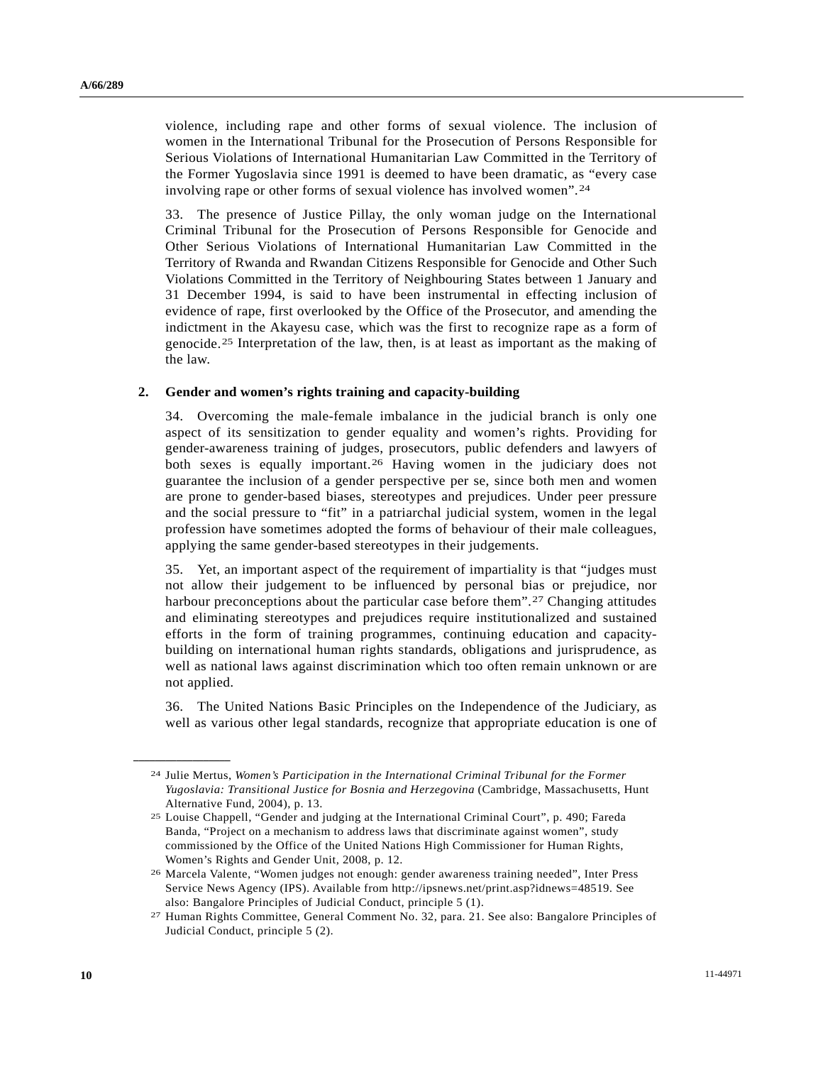violence, including rape and other forms of sexual violence. The inclusion of women in the International Tribunal for the Prosecution of Persons Responsible for Serious Violations of International Humanitarian Law Committed in the Territory of the Former Yugoslavia since 1991 is deemed to have been dramatic, as "every case involving rape or other forms of sexual violence has involved women".[24]

33. The presence of Justice Pillay, the only woman judge on the International Criminal Tribunal for the Prosecution of Persons Responsible for Genocide and Other Serious Violations of International Humanitarian Law Committed in the Territory of Rwanda and Rwandan Citizens Responsible for Genocide and Other Such Violations Committed in the Territory of Neighbouring States between 1 January and 31 December 1994, is said to have been instrumental in effecting inclusion of evidence of rape, first overlooked by the Office of the Prosecutor, and amending the indictment in the Akayesu case, which was the first to recognize rape as a form of genocide.[25] Interpretation of the law, then, is at least as important as the making of the law.

### 2. Gender and women's rights training and capacity-building

34. Overcoming the male-female imbalance in the judicial branch is only one aspect of its sensitization to gender equality and women's rights. Providing for gender-awareness training of judges, prosecutors, public defenders and lawyers of both sexes is equally important.[26] Having women in the judiciary does not guarantee the inclusion of a gender perspective per se, since both men and women are prone to gender-based biases, stereotypes and prejudices. Under peer pressure and the social pressure to "fit" in a patriarchal judicial system, women in the legal profession have sometimes adopted the forms of behaviour of their male colleagues, applying the same gender-based stereotypes in their judgements.

35. Yet, an important aspect of the requirement of impartiality is that "judges must not allow their judgement to be influenced by personal bias or prejudice, nor harbour preconceptions about the particular case before them".[27] Changing attitudes and eliminating stereotypes and prejudices require institutionalized and sustained efforts in the form of training programmes, continuing education and capacity-building on international human rights standards, obligations and jurisprudence, as well as national laws against discrimination which too often remain unknown or are not applied.

36. The United Nations Basic Principles on the Independence of the Judiciary, as well as various other legal standards, recognize that appropriate education is one of

---

[24] Julie Mertus, *Women's Participation in the International Criminal Tribunal for the Former Yugoslavia: Transitional Justice for Bosnia and Herzegovina* (Cambridge, Massachusetts, Hunt Alternative Fund, 2004), p. 13.

[25] Louise Chappell, "Gender and judging at the International Criminal Court", p. 490; Fareda Banda, "Project on a mechanism to address laws that discriminate against women", study commissioned by the Office of the United Nations High Commissioner for Human Rights, Women's Rights and Gender Unit, 2008, p. 12.

[26] Marcela Valente, "Women judges not enough: gender awareness training needed", Inter Press Service News Agency (IPS). Available from http://ipsnews.net/print.asp?idnews=48519. See also: Bangalore Principles of Judicial Conduct, principle 5 (1).

[27] Human Rights Committee, General Comment No. 32, para. 21. See also: Bangalore Principles of Judicial Conduct, principle 5 (2).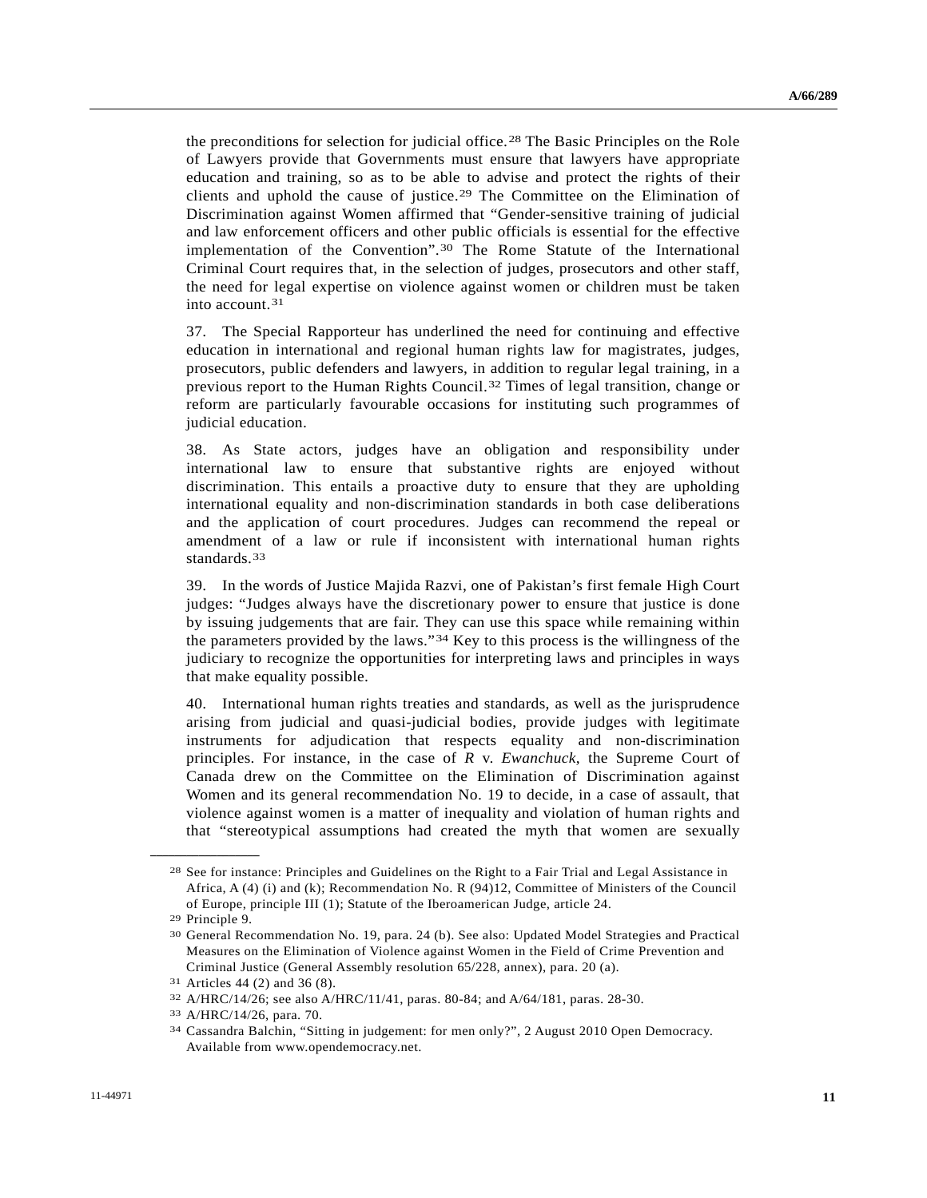the preconditions for selection for judicial office.[28] The Basic Principles on the Role of Lawyers provide that Governments must ensure that lawyers have appropriate education and training, so as to be able to advise and protect the rights of their clients and uphold the cause of justice.[29] The Committee on the Elimination of Discrimination against Women affirmed that "Gender-sensitive training of judicial and law enforcement officers and other public officials is essential for the effective implementation of the Convention".[30] The Rome Statute of the International Criminal Court requires that, in the selection of judges, prosecutors and other staff, the need for legal expertise on violence against women or children must be taken into account.[31]

37. The Special Rapporteur has underlined the need for continuing and effective education in international and regional human rights law for magistrates, judges, prosecutors, public defenders and lawyers, in addition to regular legal training, in a previous report to the Human Rights Council.[32] Times of legal transition, change or reform are particularly favourable occasions for instituting such programmes of judicial education.

38. As State actors, judges have an obligation and responsibility under international law to ensure that substantive rights are enjoyed without discrimination. This entails a proactive duty to ensure that they are upholding international equality and non-discrimination standards in both case deliberations and the application of court procedures. Judges can recommend the repeal or amendment of a law or rule if inconsistent with international human rights standards.[33]

39. In the words of Justice Majida Razvi, one of Pakistan's first female High Court judges: "Judges always have the discretionary power to ensure that justice is done by issuing judgements that are fair. They can use this space while remaining within the parameters provided by the laws."[34] Key to this process is the willingness of the judiciary to recognize the opportunities for interpreting laws and principles in ways that make equality possible.

40. International human rights treaties and standards, as well as the jurisprudence arising from judicial and quasi-judicial bodies, provide judges with legitimate instruments for adjudication that respects equality and non-discrimination principles. For instance, in the case of *R* v. *Ewanchuck*, the Supreme Court of Canada drew on the Committee on the Elimination of Discrimination against Women and its general recommendation No. 19 to decide, in a case of assault, that violence against women is a matter of inequality and violation of human rights and that "stereotypical assumptions had created the myth that women are sexually

---

[28] See for instance: Principles and Guidelines on the Right to a Fair Trial and Legal Assistance in Africa, A (4) (i) and (k); Recommendation No. R (94)12, Committee of Ministers of the Council of Europe, principle III (1); Statute of the Iberoamerican Judge, article 24.

[29] Principle 9.

[30] General Recommendation No. 19, para. 24 (b). See also: Updated Model Strategies and Practical Measures on the Elimination of Violence against Women in the Field of Crime Prevention and Criminal Justice (General Assembly resolution 65/228, annex), para. 20 (a).

[31] Articles 44 (2) and 36 (8).

[32] A/HRC/14/26; see also A/HRC/11/41, paras. 80-84; and A/64/181, paras. 28-30.

[33] A/HRC/14/26, para. 70.

[34] Cassandra Balchin, "Sitting in judgement: for men only?", 2 August 2010 Open Democracy. Available from www.opendemocracy.net.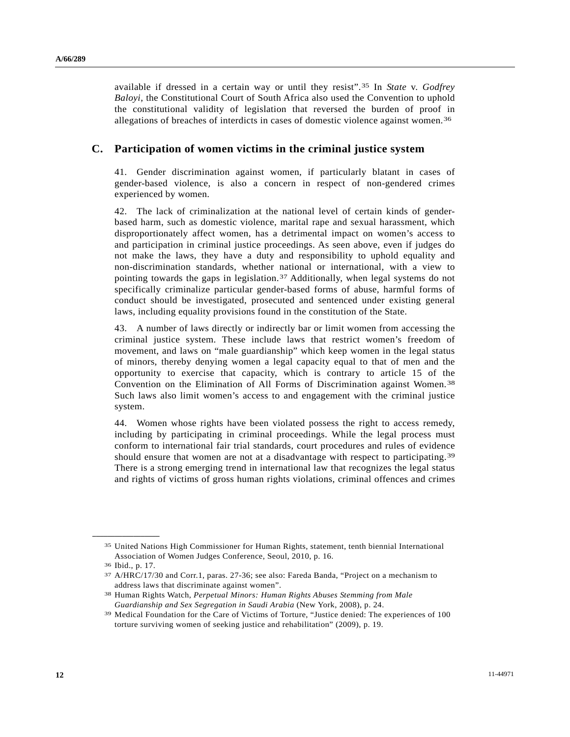available if dressed in a certain way or until they resist".[35] In *State* v. *Godfrey Baloyi*, the Constitutional Court of South Africa also used the Convention to uphold the constitutional validity of legislation that reversed the burden of proof in allegations of breaches of interdicts in cases of domestic violence against women.[36]

## C. Participation of women victims in the criminal justice system

41. Gender discrimination against women, if particularly blatant in cases of gender-based violence, is also a concern in respect of non-gendered crimes experienced by women.

42. The lack of criminalization at the national level of certain kinds of gender-based harm, such as domestic violence, marital rape and sexual harassment, which disproportionately affect women, has a detrimental impact on women's access to and participation in criminal justice proceedings. As seen above, even if judges do not make the laws, they have a duty and responsibility to uphold equality and non-discrimination standards, whether national or international, with a view to pointing towards the gaps in legislation.[37] Additionally, when legal systems do not specifically criminalize particular gender-based forms of abuse, harmful forms of conduct should be investigated, prosecuted and sentenced under existing general laws, including equality provisions found in the constitution of the State.

43. A number of laws directly or indirectly bar or limit women from accessing the criminal justice system. These include laws that restrict women's freedom of movement, and laws on "male guardianship" which keep women in the legal status of minors, thereby denying women a legal capacity equal to that of men and the opportunity to exercise that capacity, which is contrary to article 15 of the Convention on the Elimination of All Forms of Discrimination against Women.[38] Such laws also limit women's access to and engagement with the criminal justice system.

44. Women whose rights have been violated possess the right to access remedy, including by participating in criminal proceedings. While the legal process must conform to international fair trial standards, court procedures and rules of evidence should ensure that women are not at a disadvantage with respect to participating.[39] There is a strong emerging trend in international law that recognizes the legal status and rights of victims of gross human rights violations, criminal offences and crimes

---

[35] United Nations High Commissioner for Human Rights, statement, tenth biennial International Association of Women Judges Conference, Seoul, 2010, p. 16.

[36] Ibid., p. 17.

[37] A/HRC/17/30 and Corr.1, paras. 27-36; see also: Fareda Banda, "Project on a mechanism to address laws that discriminate against women".

[38] Human Rights Watch, *Perpetual Minors: Human Rights Abuses Stemming from Male Guardianship and Sex Segregation in Saudi Arabia* (New York, 2008), p. 24.

[39] Medical Foundation for the Care of Victims of Torture, "Justice denied: The experiences of 100 torture surviving women of seeking justice and rehabilitation" (2009), p. 19.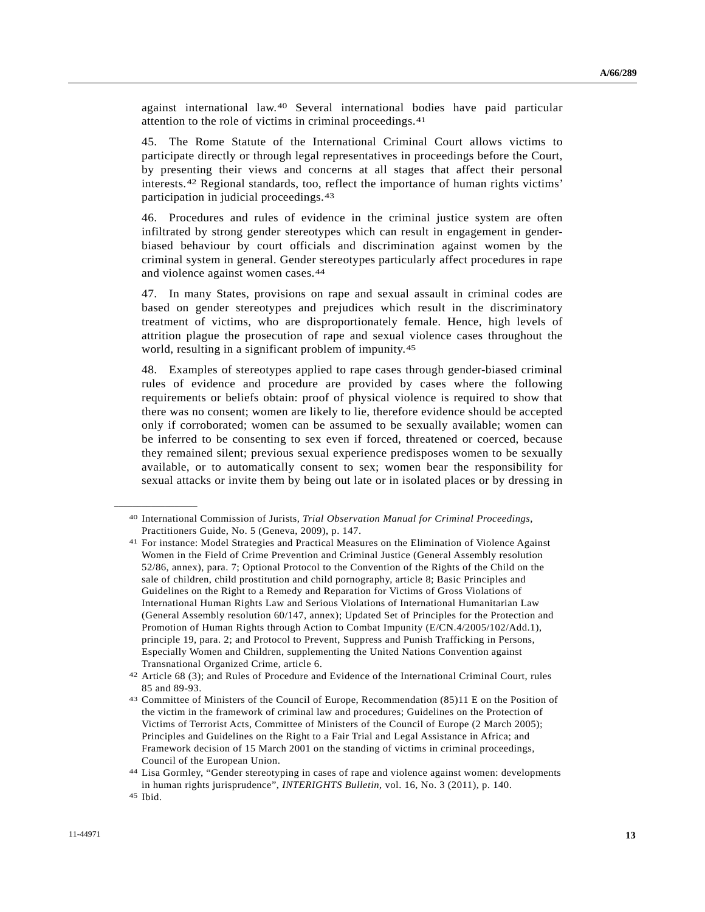against international law.[40] Several international bodies have paid particular attention to the role of victims in criminal proceedings.[41]

45. The Rome Statute of the International Criminal Court allows victims to participate directly or through legal representatives in proceedings before the Court, by presenting their views and concerns at all stages that affect their personal interests.[42] Regional standards, too, reflect the importance of human rights victims' participation in judicial proceedings.[43]

46. Procedures and rules of evidence in the criminal justice system are often infiltrated by strong gender stereotypes which can result in engagement in gender-biased behaviour by court officials and discrimination against women by the criminal system in general. Gender stereotypes particularly affect procedures in rape and violence against women cases.[44]

47. In many States, provisions on rape and sexual assault in criminal codes are based on gender stereotypes and prejudices which result in the discriminatory treatment of victims, who are disproportionately female. Hence, high levels of attrition plague the prosecution of rape and sexual violence cases throughout the world, resulting in a significant problem of impunity.[45]

48. Examples of stereotypes applied to rape cases through gender-biased criminal rules of evidence and procedure are provided by cases where the following requirements or beliefs obtain: proof of physical violence is required to show that there was no consent; women are likely to lie, therefore evidence should be accepted only if corroborated; women can be assumed to be sexually available; women can be inferred to be consenting to sex even if forced, threatened or coerced, because they remained silent; previous sexual experience predisposes women to be sexually available, or to automatically consent to sex; women bear the responsibility for sexual attacks or invite them by being out late or in isolated places or by dressing in

---

[40] International Commission of Jurists, *Trial Observation Manual for Criminal Proceedings*, Practitioners Guide, No. 5 (Geneva, 2009), p. 147.

[41] For instance: Model Strategies and Practical Measures on the Elimination of Violence Against Women in the Field of Crime Prevention and Criminal Justice (General Assembly resolution 52/86, annex), para. 7; Optional Protocol to the Convention of the Rights of the Child on the sale of children, child prostitution and child pornography, article 8; Basic Principles and Guidelines on the Right to a Remedy and Reparation for Victims of Gross Violations of International Human Rights Law and Serious Violations of International Humanitarian Law (General Assembly resolution 60/147, annex); Updated Set of Principles for the Protection and Promotion of Human Rights through Action to Combat Impunity (E/CN.4/2005/102/Add.1), principle 19, para. 2; and Protocol to Prevent, Suppress and Punish Trafficking in Persons, Especially Women and Children, supplementing the United Nations Convention against Transnational Organized Crime, article 6.

[42] Article 68 (3); and Rules of Procedure and Evidence of the International Criminal Court, rules 85 and 89-93.

[43] Committee of Ministers of the Council of Europe, Recommendation (85)11 E on the Position of the victim in the framework of criminal law and procedures; Guidelines on the Protection of Victims of Terrorist Acts, Committee of Ministers of the Council of Europe (2 March 2005); Principles and Guidelines on the Right to a Fair Trial and Legal Assistance in Africa; and Framework decision of 15 March 2001 on the standing of victims in criminal proceedings, Council of the European Union.

[44] Lisa Gormley, "Gender stereotyping in cases of rape and violence against women: developments in human rights jurisprudence", *INTERIGHTS Bulletin*, vol. 16, No. 3 (2011), p. 140.

[45] Ibid.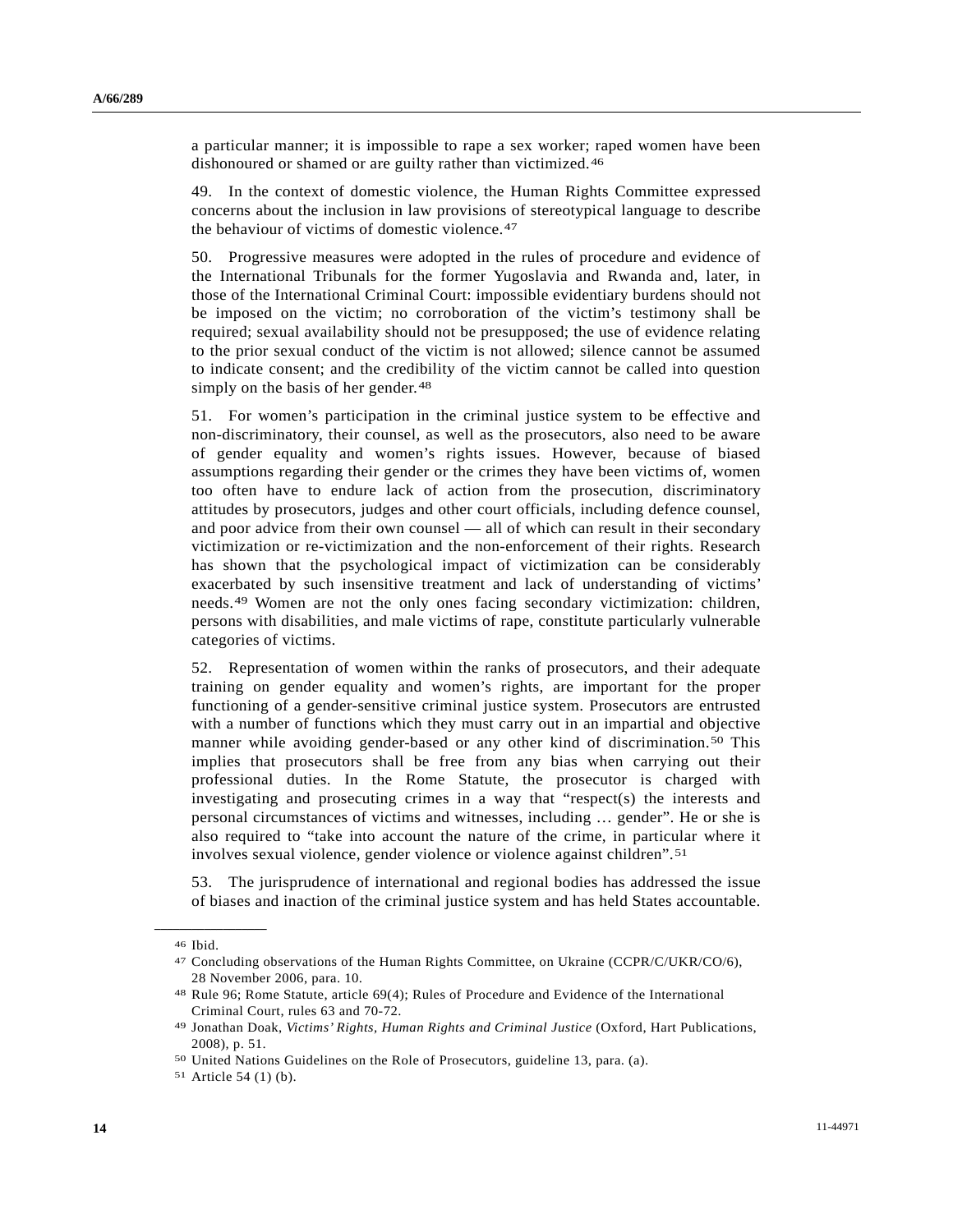a particular manner; it is impossible to rape a sex worker; raped women have been dishonoured or shamed or are guilty rather than victimized.[46]

49. In the context of domestic violence, the Human Rights Committee expressed concerns about the inclusion in law provisions of stereotypical language to describe the behaviour of victims of domestic violence.[47]

50. Progressive measures were adopted in the rules of procedure and evidence of the International Tribunals for the former Yugoslavia and Rwanda and, later, in those of the International Criminal Court: impossible evidentiary burdens should not be imposed on the victim; no corroboration of the victim's testimony shall be required; sexual availability should not be presupposed; the use of evidence relating to the prior sexual conduct of the victim is not allowed; silence cannot be assumed to indicate consent; and the credibility of the victim cannot be called into question simply on the basis of her gender.[48]

51. For women's participation in the criminal justice system to be effective and non-discriminatory, their counsel, as well as the prosecutors, also need to be aware of gender equality and women's rights issues. However, because of biased assumptions regarding their gender or the crimes they have been victims of, women too often have to endure lack of action from the prosecution, discriminatory attitudes by prosecutors, judges and other court officials, including defence counsel, and poor advice from their own counsel — all of which can result in their secondary victimization or re-victimization and the non-enforcement of their rights. Research has shown that the psychological impact of victimization can be considerably exacerbated by such insensitive treatment and lack of understanding of victims' needs.[49] Women are not the only ones facing secondary victimization: children, persons with disabilities, and male victims of rape, constitute particularly vulnerable categories of victims.

52. Representation of women within the ranks of prosecutors, and their adequate training on gender equality and women's rights, are important for the proper functioning of a gender-sensitive criminal justice system. Prosecutors are entrusted with a number of functions which they must carry out in an impartial and objective manner while avoiding gender-based or any other kind of discrimination.[50] This implies that prosecutors shall be free from any bias when carrying out their professional duties. In the Rome Statute, the prosecutor is charged with investigating and prosecuting crimes in a way that "respect(s) the interests and personal circumstances of victims and witnesses, including … gender". He or she is also required to "take into account the nature of the crime, in particular where it involves sexual violence, gender violence or violence against children".[51]

53. The jurisprudence of international and regional bodies has addressed the issue of biases and inaction of the criminal justice system and has held States accountable.

---

[46] Ibid.

[47] Concluding observations of the Human Rights Committee, on Ukraine (CCPR/C/UKR/CO/6), 28 November 2006, para. 10.

[48] Rule 96; Rome Statute, article 69(4); Rules of Procedure and Evidence of the International Criminal Court, rules 63 and 70-72.

[49] Jonathan Doak, *Victims' Rights, Human Rights and Criminal Justice* (Oxford, Hart Publications, 2008), p. 51.

[50] United Nations Guidelines on the Role of Prosecutors, guideline 13, para. (a).

[51] Article 54 (1) (b).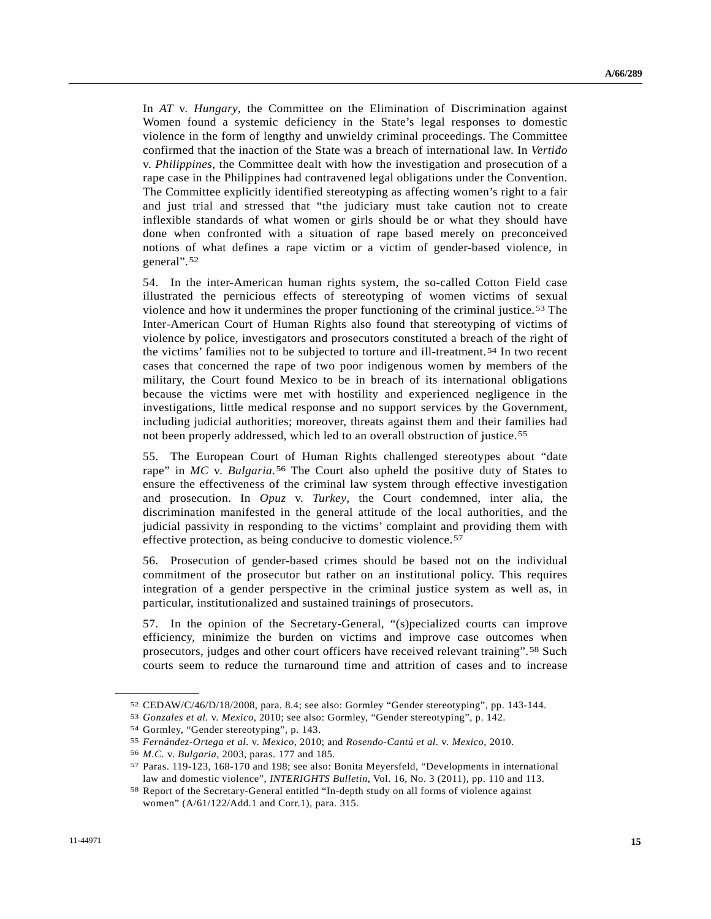In *AT* v. *Hungary*, the Committee on the Elimination of Discrimination against Women found a systemic deficiency in the State's legal responses to domestic violence in the form of lengthy and unwieldy criminal proceedings. The Committee confirmed that the inaction of the State was a breach of international law. In *Vertido* v. *Philippines*, the Committee dealt with how the investigation and prosecution of a rape case in the Philippines had contravened legal obligations under the Convention. The Committee explicitly identified stereotyping as affecting women's right to a fair and just trial and stressed that "the judiciary must take caution not to create inflexible standards of what women or girls should be or what they should have done when confronted with a situation of rape based merely on preconceived notions of what defines a rape victim or a victim of gender-based violence, in general".[52]

54. In the inter-American human rights system, the so-called Cotton Field case illustrated the pernicious effects of stereotyping of women victims of sexual violence and how it undermines the proper functioning of the criminal justice.[53] The Inter-American Court of Human Rights also found that stereotyping of victims of violence by police, investigators and prosecutors constituted a breach of the right of the victims' families not to be subjected to torture and ill-treatment.[54] In two recent cases that concerned the rape of two poor indigenous women by members of the military, the Court found Mexico to be in breach of its international obligations because the victims were met with hostility and experienced negligence in the investigations, little medical response and no support services by the Government, including judicial authorities; moreover, threats against them and their families had not been properly addressed, which led to an overall obstruction of justice.[55]

55. The European Court of Human Rights challenged stereotypes about "date rape" in *MC* v. *Bulgaria*.[56] The Court also upheld the positive duty of States to ensure the effectiveness of the criminal law system through effective investigation and prosecution. In *Opuz* v. *Turkey*, the Court condemned, inter alia, the discrimination manifested in the general attitude of the local authorities, and the judicial passivity in responding to the victims' complaint and providing them with effective protection, as being conducive to domestic violence.[57]

56. Prosecution of gender-based crimes should be based not on the individual commitment of the prosecutor but rather on an institutional policy. This requires integration of a gender perspective in the criminal justice system as well as, in particular, institutionalized and sustained trainings of prosecutors.

57. In the opinion of the Secretary-General, "(s)pecialized courts can improve efficiency, minimize the burden on victims and improve case outcomes when prosecutors, judges and other court officers have received relevant training".[58] Such courts seem to reduce the turnaround time and attrition of cases and to increase

---

[52] CEDAW/C/46/D/18/2008, para. 8.4; see also: Gormley "Gender stereotyping", pp. 143-144.

[53] *Gonzales et al.* v. *Mexico*, 2010; see also: Gormley, "Gender stereotyping", p. 142.

[54] Gormley, "Gender stereotyping", p. 143.

[55] *Fernández-Ortega et al.* v. *Mexico*, 2010; and *Rosendo-Cantú et al.* v. *Mexico*, 2010.

[56] *M.C.* v. *Bulgaria*, 2003, paras. 177 and 185.

[57] Paras. 119-123, 168-170 and 198; see also: Bonita Meyersfeld, "Developments in international law and domestic violence", *INTERIGHTS Bulletin*, Vol. 16, No. 3 (2011), pp. 110 and 113.

[58] Report of the Secretary-General entitled "In-depth study on all forms of violence against women" (A/61/122/Add.1 and Corr.1), para. 315.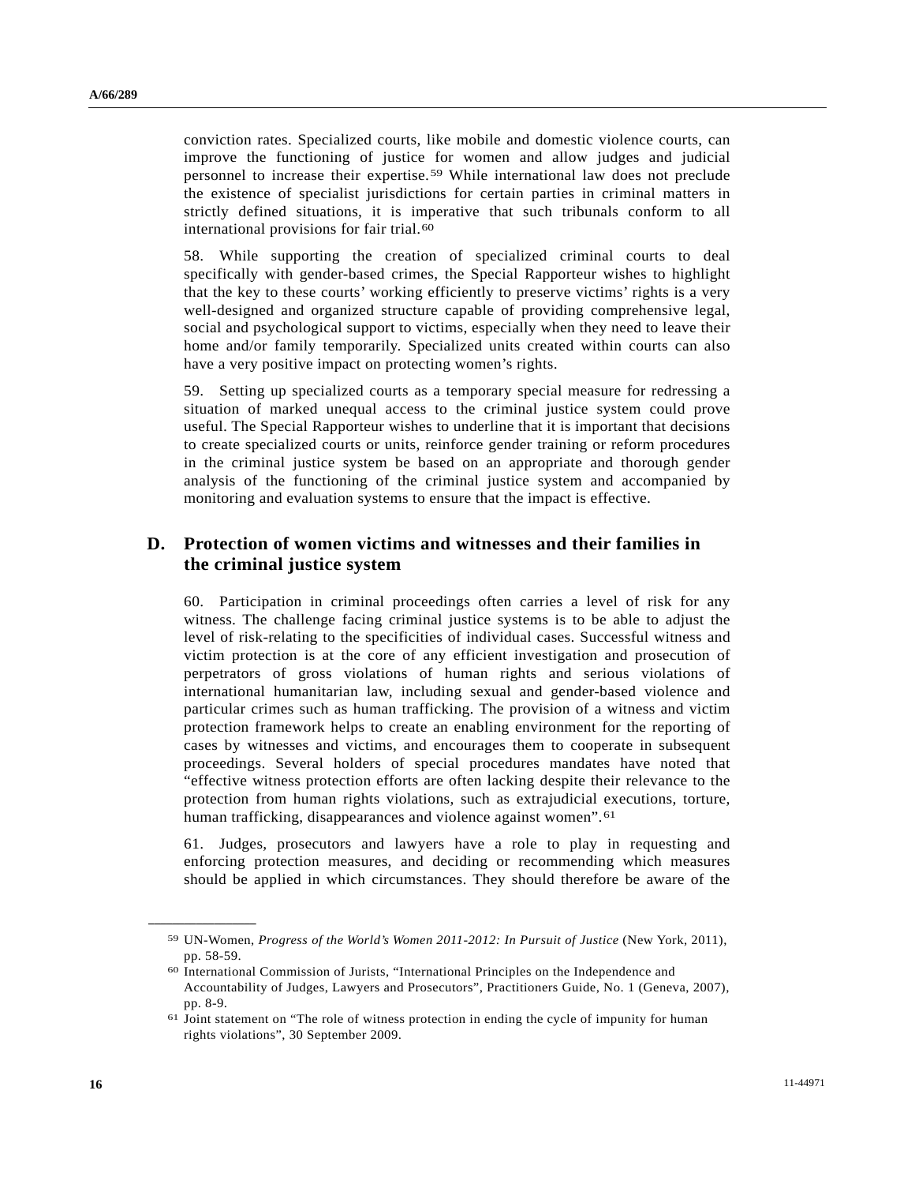conviction rates. Specialized courts, like mobile and domestic violence courts, can improve the functioning of justice for women and allow judges and judicial personnel to increase their expertise.[59] While international law does not preclude the existence of specialist jurisdictions for certain parties in criminal matters in strictly defined situations, it is imperative that such tribunals conform to all international provisions for fair trial.[60]

58. While supporting the creation of specialized criminal courts to deal specifically with gender-based crimes, the Special Rapporteur wishes to highlight that the key to these courts' working efficiently to preserve victims' rights is a very well-designed and organized structure capable of providing comprehensive legal, social and psychological support to victims, especially when they need to leave their home and/or family temporarily. Specialized units created within courts can also have a very positive impact on protecting women's rights.

59. Setting up specialized courts as a temporary special measure for redressing a situation of marked unequal access to the criminal justice system could prove useful. The Special Rapporteur wishes to underline that it is important that decisions to create specialized courts or units, reinforce gender training or reform procedures in the criminal justice system be based on an appropriate and thorough gender analysis of the functioning of the criminal justice system and accompanied by monitoring and evaluation systems to ensure that the impact is effective.

## D. Protection of women victims and witnesses and their families in the criminal justice system

60. Participation in criminal proceedings often carries a level of risk for any witness. The challenge facing criminal justice systems is to be able to adjust the level of risk-relating to the specificities of individual cases. Successful witness and victim protection is at the core of any efficient investigation and prosecution of perpetrators of gross violations of human rights and serious violations of international humanitarian law, including sexual and gender-based violence and particular crimes such as human trafficking. The provision of a witness and victim protection framework helps to create an enabling environment for the reporting of cases by witnesses and victims, and encourages them to cooperate in subsequent proceedings. Several holders of special procedures mandates have noted that "effective witness protection efforts are often lacking despite their relevance to the protection from human rights violations, such as extrajudicial executions, torture, human trafficking, disappearances and violence against women".[61]

61. Judges, prosecutors and lawyers have a role to play in requesting and enforcing protection measures, and deciding or recommending which measures should be applied in which circumstances. They should therefore be aware of the

---

[59] UN-Women, *Progress of the World's Women 2011-2012: In Pursuit of Justice* (New York, 2011), pp. 58-59.

[60] International Commission of Jurists, "International Principles on the Independence and Accountability of Judges, Lawyers and Prosecutors", Practitioners Guide, No. 1 (Geneva, 2007), pp. 8-9.

[61] Joint statement on "The role of witness protection in ending the cycle of impunity for human rights violations", 30 September 2009.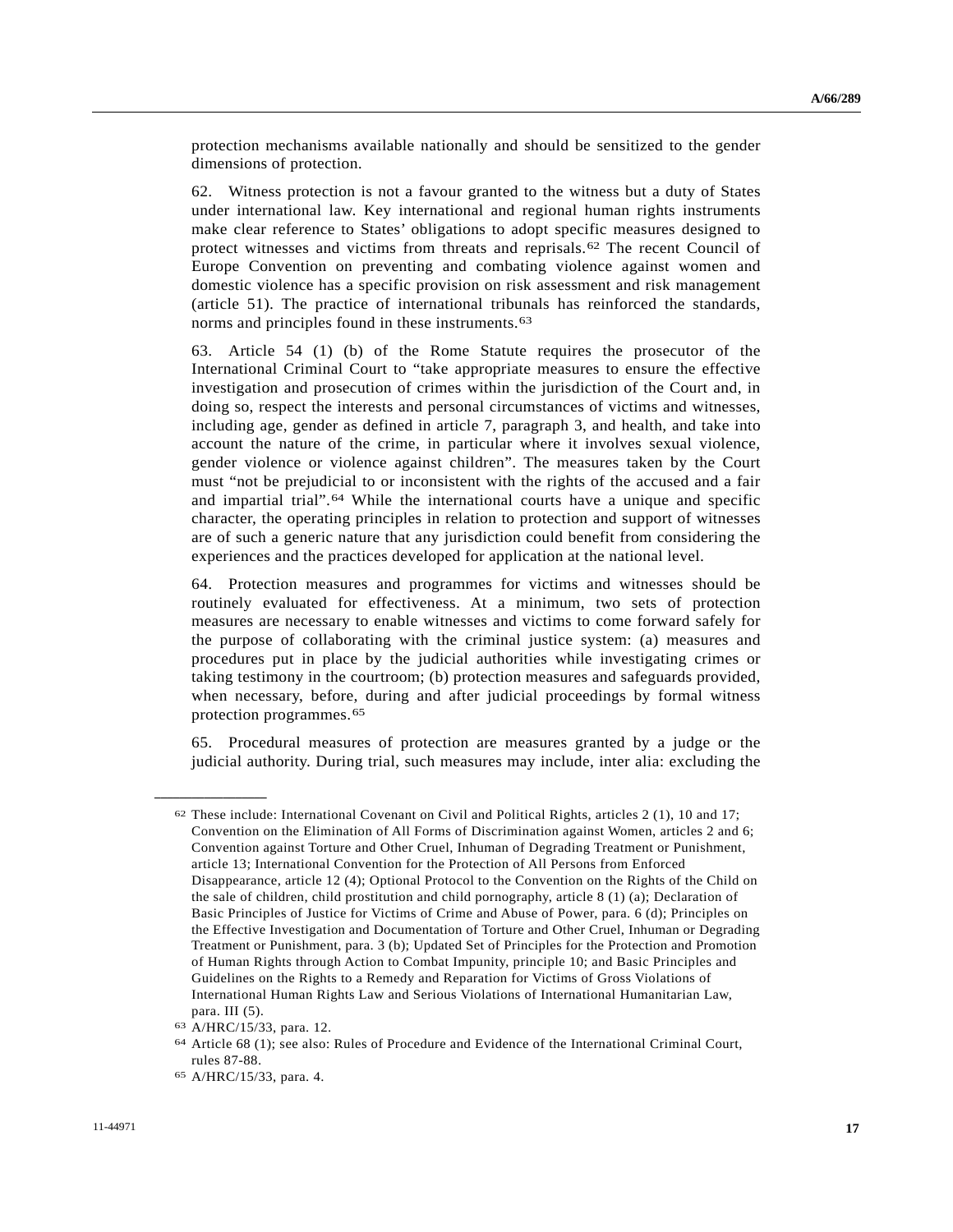protection mechanisms available nationally and should be sensitized to the gender dimensions of protection.

62. Witness protection is not a favour granted to the witness but a duty of States under international law. Key international and regional human rights instruments make clear reference to States' obligations to adopt specific measures designed to protect witnesses and victims from threats and reprisals.[62] The recent Council of Europe Convention on preventing and combating violence against women and domestic violence has a specific provision on risk assessment and risk management (article 51). The practice of international tribunals has reinforced the standards, norms and principles found in these instruments.[63]

63. Article 54 (1) (b) of the Rome Statute requires the prosecutor of the International Criminal Court to "take appropriate measures to ensure the effective investigation and prosecution of crimes within the jurisdiction of the Court and, in doing so, respect the interests and personal circumstances of victims and witnesses, including age, gender as defined in article 7, paragraph 3, and health, and take into account the nature of the crime, in particular where it involves sexual violence, gender violence or violence against children". The measures taken by the Court must "not be prejudicial to or inconsistent with the rights of the accused and a fair and impartial trial".[64] While the international courts have a unique and specific character, the operating principles in relation to protection and support of witnesses are of such a generic nature that any jurisdiction could benefit from considering the experiences and the practices developed for application at the national level.

64. Protection measures and programmes for victims and witnesses should be routinely evaluated for effectiveness. At a minimum, two sets of protection measures are necessary to enable witnesses and victims to come forward safely for the purpose of collaborating with the criminal justice system: (a) measures and procedures put in place by the judicial authorities while investigating crimes or taking testimony in the courtroom; (b) protection measures and safeguards provided, when necessary, before, during and after judicial proceedings by formal witness protection programmes.[65]

65. Procedural measures of protection are measures granted by a judge or the judicial authority. During trial, such measures may include, inter alia: excluding the

---

[62] These include: International Covenant on Civil and Political Rights, articles 2 (1), 10 and 17; Convention on the Elimination of All Forms of Discrimination against Women, articles 2 and 6; Convention against Torture and Other Cruel, Inhuman of Degrading Treatment or Punishment, article 13; International Convention for the Protection of All Persons from Enforced Disappearance, article 12 (4); Optional Protocol to the Convention on the Rights of the Child on the sale of children, child prostitution and child pornography, article 8 (1) (a); Declaration of Basic Principles of Justice for Victims of Crime and Abuse of Power, para. 6 (d); Principles on the Effective Investigation and Documentation of Torture and Other Cruel, Inhuman or Degrading Treatment or Punishment, para. 3 (b); Updated Set of Principles for the Protection and Promotion of Human Rights through Action to Combat Impunity, principle 10; and Basic Principles and Guidelines on the Rights to a Remedy and Reparation for Victims of Gross Violations of International Human Rights Law and Serious Violations of International Humanitarian Law, para. III (5).

[63] A/HRC/15/33, para. 12.

[64] Article 68 (1); see also: Rules of Procedure and Evidence of the International Criminal Court, rules 87-88.

[65] A/HRC/15/33, para. 4.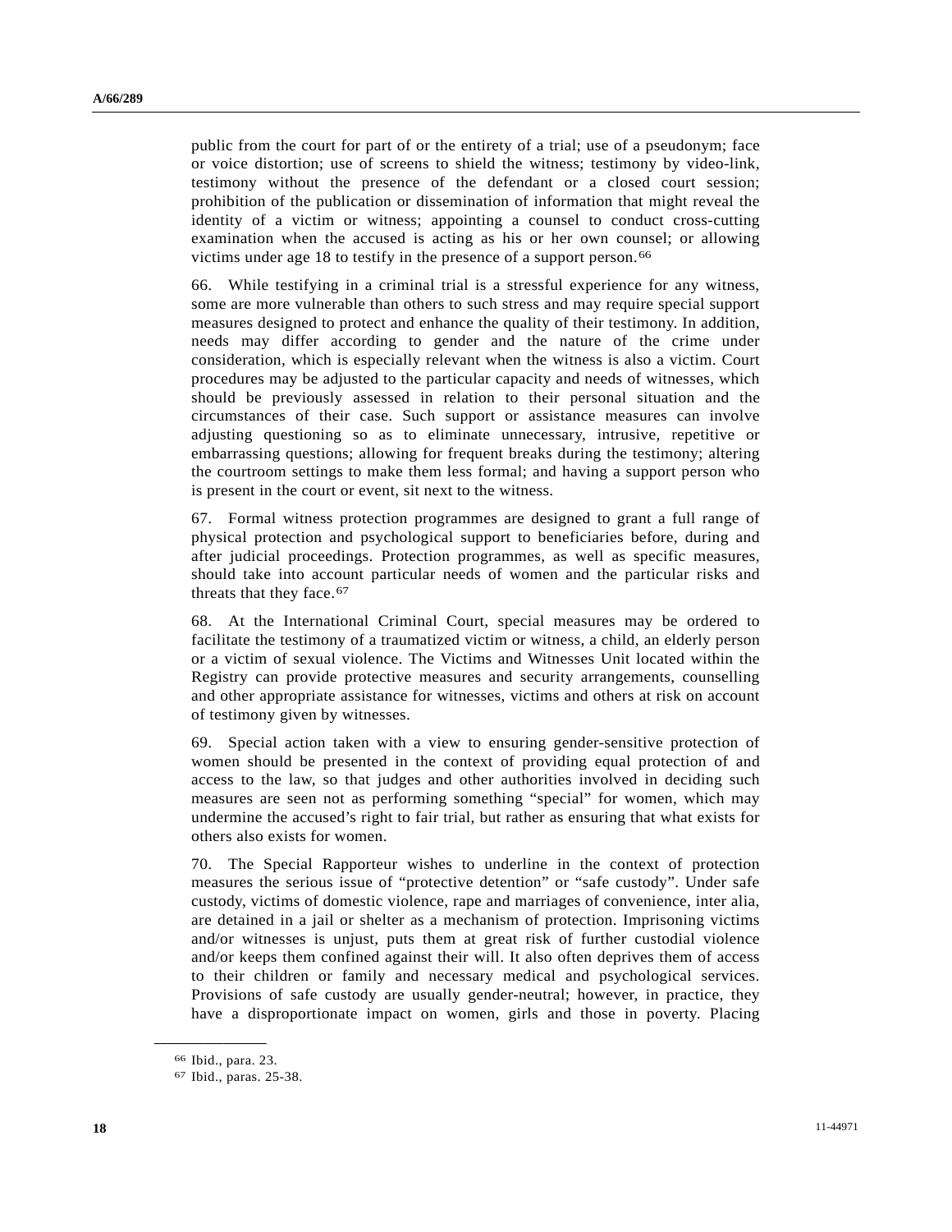public from the court for part of or the entirety of a trial; use of a pseudonym; face or voice distortion; use of screens to shield the witness; testimony by video-link, testimony without the presence of the defendant or a closed court session; prohibition of the publication or dissemination of information that might reveal the identity of a victim or witness; appointing a counsel to conduct cross-cutting examination when the accused is acting as his or her own counsel; or allowing victims under age 18 to testify in the presence of a support person.[66]

66. While testifying in a criminal trial is a stressful experience for any witness, some are more vulnerable than others to such stress and may require special support measures designed to protect and enhance the quality of their testimony. In addition, needs may differ according to gender and the nature of the crime under consideration, which is especially relevant when the witness is also a victim. Court procedures may be adjusted to the particular capacity and needs of witnesses, which should be previously assessed in relation to their personal situation and the circumstances of their case. Such support or assistance measures can involve adjusting questioning so as to eliminate unnecessary, intrusive, repetitive or embarrassing questions; allowing for frequent breaks during the testimony; altering the courtroom settings to make them less formal; and having a support person who is present in the court or event, sit next to the witness.

67. Formal witness protection programmes are designed to grant a full range of physical protection and psychological support to beneficiaries before, during and after judicial proceedings. Protection programmes, as well as specific measures, should take into account particular needs of women and the particular risks and threats that they face.[67]

68. At the International Criminal Court, special measures may be ordered to facilitate the testimony of a traumatized victim or witness, a child, an elderly person or a victim of sexual violence. The Victims and Witnesses Unit located within the Registry can provide protective measures and security arrangements, counselling and other appropriate assistance for witnesses, victims and others at risk on account of testimony given by witnesses.

69. Special action taken with a view to ensuring gender-sensitive protection of women should be presented in the context of providing equal protection of and access to the law, so that judges and other authorities involved in deciding such measures are seen not as performing something "special" for women, which may undermine the accused's right to fair trial, but rather as ensuring that what exists for others also exists for women.

70. The Special Rapporteur wishes to underline in the context of protection measures the serious issue of "protective detention" or "safe custody". Under safe custody, victims of domestic violence, rape and marriages of convenience, inter alia, are detained in a jail or shelter as a mechanism of protection. Imprisoning victims and/or witnesses is unjust, puts them at great risk of further custodial violence and/or keeps them confined against their will. It also often deprives them of access to their children or family and necessary medical and psychological services. Provisions of safe custody are usually gender-neutral; however, in practice, they have a disproportionate impact on women, girls and those in poverty. Placing

---

[66] Ibid., para. 23.

[67] Ibid., paras. 25-38.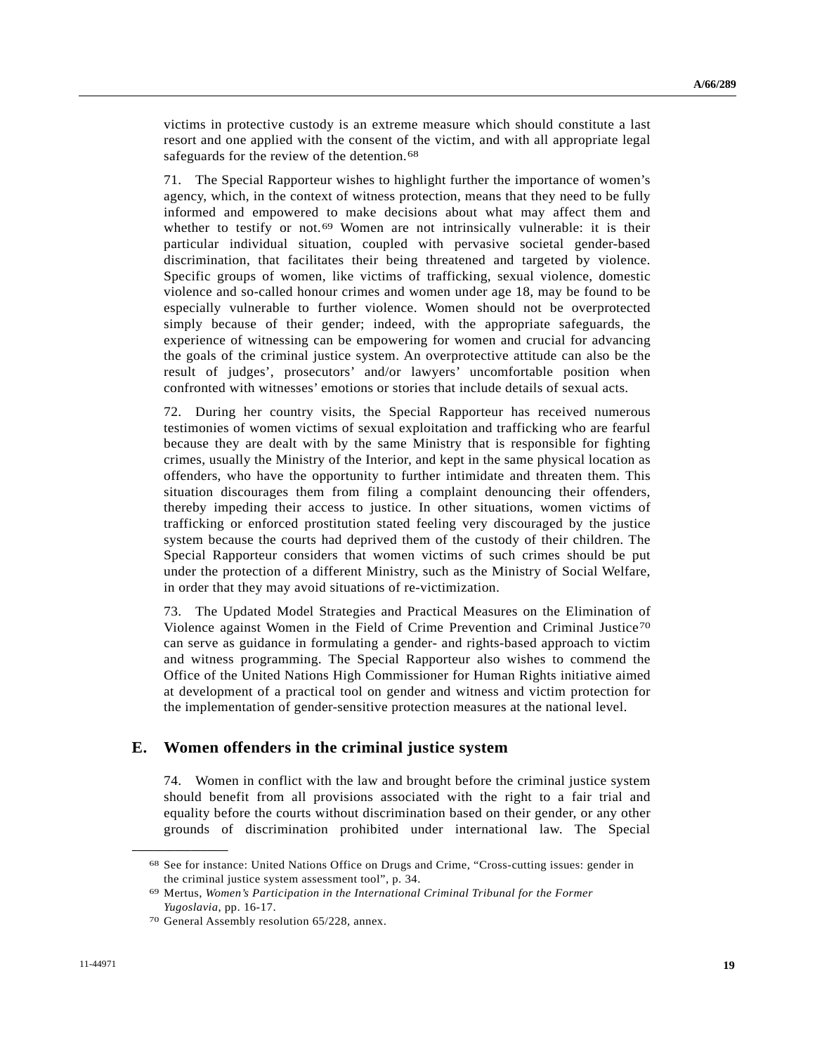victims in protective custody is an extreme measure which should constitute a last resort and one applied with the consent of the victim, and with all appropriate legal safeguards for the review of the detention.[68]

71. The Special Rapporteur wishes to highlight further the importance of women's agency, which, in the context of witness protection, means that they need to be fully informed and empowered to make decisions about what may affect them and whether to testify or not.[69] Women are not intrinsically vulnerable: it is their particular individual situation, coupled with pervasive societal gender-based discrimination, that facilitates their being threatened and targeted by violence. Specific groups of women, like victims of trafficking, sexual violence, domestic violence and so-called honour crimes and women under age 18, may be found to be especially vulnerable to further violence. Women should not be overprotected simply because of their gender; indeed, with the appropriate safeguards, the experience of witnessing can be empowering for women and crucial for advancing the goals of the criminal justice system. An overprotective attitude can also be the result of judges', prosecutors' and/or lawyers' uncomfortable position when confronted with witnesses' emotions or stories that include details of sexual acts.

72. During her country visits, the Special Rapporteur has received numerous testimonies of women victims of sexual exploitation and trafficking who are fearful because they are dealt with by the same Ministry that is responsible for fighting crimes, usually the Ministry of the Interior, and kept in the same physical location as offenders, who have the opportunity to further intimidate and threaten them. This situation discourages them from filing a complaint denouncing their offenders, thereby impeding their access to justice. In other situations, women victims of trafficking or enforced prostitution stated feeling very discouraged by the justice system because the courts had deprived them of the custody of their children. The Special Rapporteur considers that women victims of such crimes should be put under the protection of a different Ministry, such as the Ministry of Social Welfare, in order that they may avoid situations of re-victimization.

73. The Updated Model Strategies and Practical Measures on the Elimination of Violence against Women in the Field of Crime Prevention and Criminal Justice[70] can serve as guidance in formulating a gender- and rights-based approach to victim and witness programming. The Special Rapporteur also wishes to commend the Office of the United Nations High Commissioner for Human Rights initiative aimed at development of a practical tool on gender and witness and victim protection for the implementation of gender-sensitive protection measures at the national level.

## E. Women offenders in the criminal justice system

74. Women in conflict with the law and brought before the criminal justice system should benefit from all provisions associated with the right to a fair trial and equality before the courts without discrimination based on their gender, or any other grounds of discrimination prohibited under international law. The Special

---

[68] See for instance: United Nations Office on Drugs and Crime, "Cross-cutting issues: gender in the criminal justice system assessment tool", p. 34.

[69] Mertus, *Women's Participation in the International Criminal Tribunal for the Former Yugoslavia*, pp. 16-17.

[70] General Assembly resolution 65/228, annex.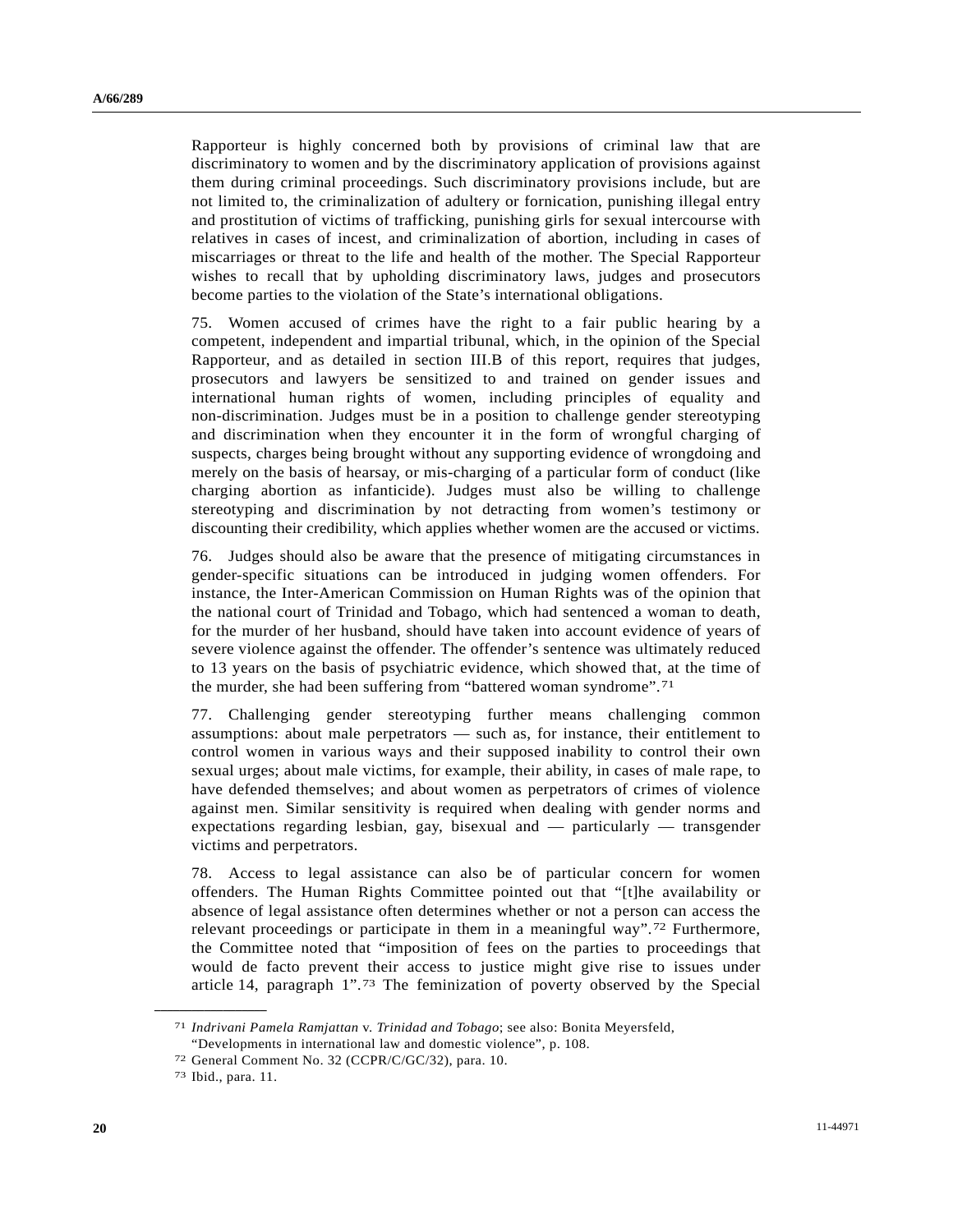Rapporteur is highly concerned both by provisions of criminal law that are discriminatory to women and by the discriminatory application of provisions against them during criminal proceedings. Such discriminatory provisions include, but are not limited to, the criminalization of adultery or fornication, punishing illegal entry and prostitution of victims of trafficking, punishing girls for sexual intercourse with relatives in cases of incest, and criminalization of abortion, including in cases of miscarriages or threat to the life and health of the mother. The Special Rapporteur wishes to recall that by upholding discriminatory laws, judges and prosecutors become parties to the violation of the State's international obligations.

75. Women accused of crimes have the right to a fair public hearing by a competent, independent and impartial tribunal, which, in the opinion of the Special Rapporteur, and as detailed in section III.B of this report, requires that judges, prosecutors and lawyers be sensitized to and trained on gender issues and international human rights of women, including principles of equality and non-discrimination. Judges must be in a position to challenge gender stereotyping and discrimination when they encounter it in the form of wrongful charging of suspects, charges being brought without any supporting evidence of wrongdoing and merely on the basis of hearsay, or mis-charging of a particular form of conduct (like charging abortion as infanticide). Judges must also be willing to challenge stereotyping and discrimination by not detracting from women's testimony or discounting their credibility, which applies whether women are the accused or victims.

76. Judges should also be aware that the presence of mitigating circumstances in gender-specific situations can be introduced in judging women offenders. For instance, the Inter-American Commission on Human Rights was of the opinion that the national court of Trinidad and Tobago, which had sentenced a woman to death, for the murder of her husband, should have taken into account evidence of years of severe violence against the offender. The offender's sentence was ultimately reduced to 13 years on the basis of psychiatric evidence, which showed that, at the time of the murder, she had been suffering from "battered woman syndrome".[71]

77. Challenging gender stereotyping further means challenging common assumptions: about male perpetrators — such as, for instance, their entitlement to control women in various ways and their supposed inability to control their own sexual urges; about male victims, for example, their ability, in cases of male rape, to have defended themselves; and about women as perpetrators of crimes of violence against men. Similar sensitivity is required when dealing with gender norms and expectations regarding lesbian, gay, bisexual and — particularly — transgender victims and perpetrators.

78. Access to legal assistance can also be of particular concern for women offenders. The Human Rights Committee pointed out that "[t]he availability or absence of legal assistance often determines whether or not a person can access the relevant proceedings or participate in them in a meaningful way".[72] Furthermore, the Committee noted that "imposition of fees on the parties to proceedings that would de facto prevent their access to justice might give rise to issues under article 14, paragraph 1".[73] The feminization of poverty observed by the Special

---

[71] *Indrivani Pamela Ramjattan* v. *Trinidad and Tobago*; see also: Bonita Meyersfeld, "Developments in international law and domestic violence", p. 108.

[72] General Comment No. 32 (CCPR/C/GC/32), para. 10.

[73] Ibid., para. 11.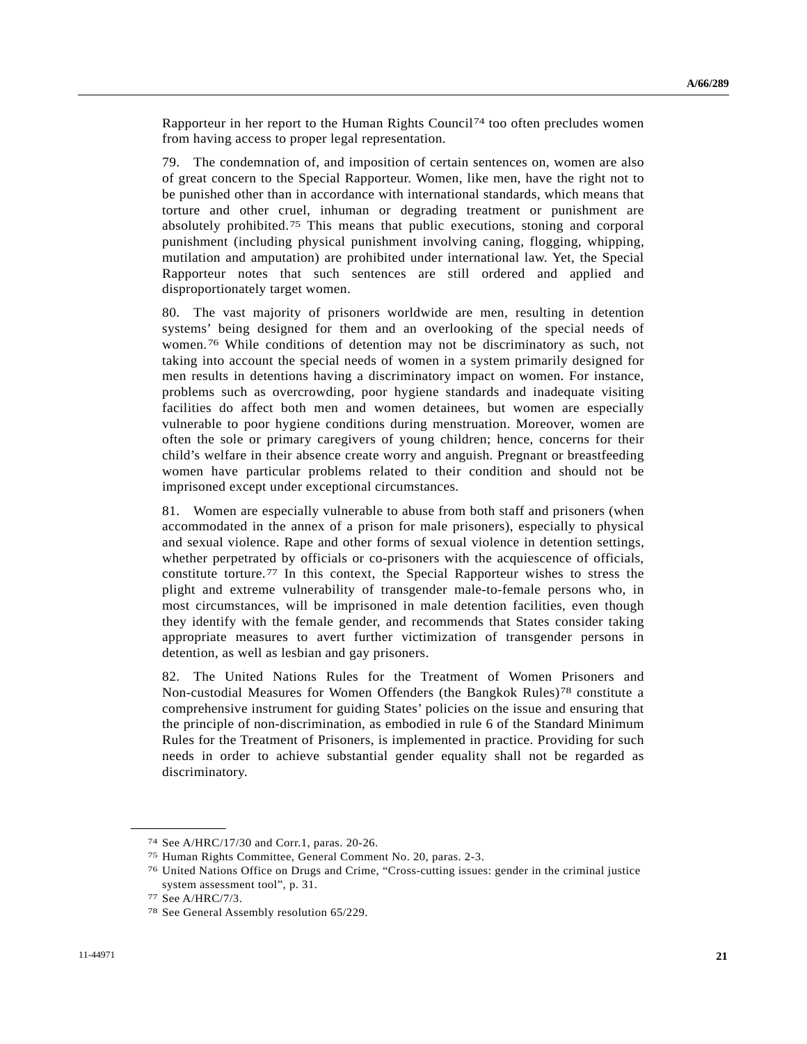Rapporteur in her report to the Human Rights Council[74] too often precludes women from having access to proper legal representation.

79. The condemnation of, and imposition of certain sentences on, women are also of great concern to the Special Rapporteur. Women, like men, have the right not to be punished other than in accordance with international standards, which means that torture and other cruel, inhuman or degrading treatment or punishment are absolutely prohibited.[75] This means that public executions, stoning and corporal punishment (including physical punishment involving caning, flogging, whipping, mutilation and amputation) are prohibited under international law. Yet, the Special Rapporteur notes that such sentences are still ordered and applied and disproportionately target women.

80. The vast majority of prisoners worldwide are men, resulting in detention systems' being designed for them and an overlooking of the special needs of women.[76] While conditions of detention may not be discriminatory as such, not taking into account the special needs of women in a system primarily designed for men results in detentions having a discriminatory impact on women. For instance, problems such as overcrowding, poor hygiene standards and inadequate visiting facilities do affect both men and women detainees, but women are especially vulnerable to poor hygiene conditions during menstruation. Moreover, women are often the sole or primary caregivers of young children; hence, concerns for their child's welfare in their absence create worry and anguish. Pregnant or breastfeeding women have particular problems related to their condition and should not be imprisoned except under exceptional circumstances.

81. Women are especially vulnerable to abuse from both staff and prisoners (when accommodated in the annex of a prison for male prisoners), especially to physical and sexual violence. Rape and other forms of sexual violence in detention settings, whether perpetrated by officials or co-prisoners with the acquiescence of officials, constitute torture.[77] In this context, the Special Rapporteur wishes to stress the plight and extreme vulnerability of transgender male-to-female persons who, in most circumstances, will be imprisoned in male detention facilities, even though they identify with the female gender, and recommends that States consider taking appropriate measures to avert further victimization of transgender persons in detention, as well as lesbian and gay prisoners.

82. The United Nations Rules for the Treatment of Women Prisoners and Non-custodial Measures for Women Offenders (the Bangkok Rules)[78] constitute a comprehensive instrument for guiding States' policies on the issue and ensuring that the principle of non-discrimination, as embodied in rule 6 of the Standard Minimum Rules for the Treatment of Prisoners, is implemented in practice. Providing for such needs in order to achieve substantial gender equality shall not be regarded as discriminatory.

---

[74] See A/HRC/17/30 and Corr.1, paras. 20-26.

[75] Human Rights Committee, General Comment No. 20, paras. 2-3.

[76] United Nations Office on Drugs and Crime, "Cross-cutting issues: gender in the criminal justice system assessment tool", p. 31.

[77] See A/HRC/7/3.

[78] See General Assembly resolution 65/229.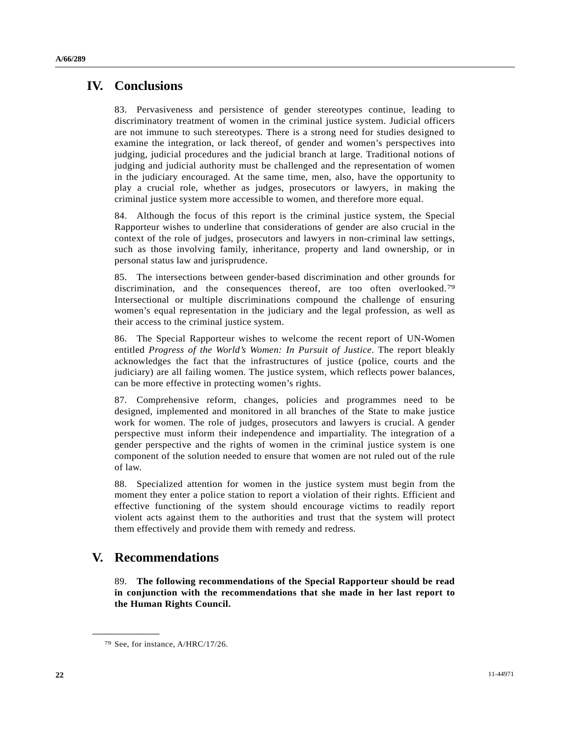## IV. Conclusions

83. Pervasiveness and persistence of gender stereotypes continue, leading to discriminatory treatment of women in the criminal justice system. Judicial officers are not immune to such stereotypes. There is a strong need for studies designed to examine the integration, or lack thereof, of gender and women's perspectives into judging, judicial procedures and the judicial branch at large. Traditional notions of judging and judicial authority must be challenged and the representation of women in the judiciary encouraged. At the same time, men, also, have the opportunity to play a crucial role, whether as judges, prosecutors or lawyers, in making the criminal justice system more accessible to women, and therefore more equal.

84. Although the focus of this report is the criminal justice system, the Special Rapporteur wishes to underline that considerations of gender are also crucial in the context of the role of judges, prosecutors and lawyers in non-criminal law settings, such as those involving family, inheritance, property and land ownership, or in personal status law and jurisprudence.

85. The intersections between gender-based discrimination and other grounds for discrimination, and the consequences thereof, are too often overlooked.[79] Intersectional or multiple discriminations compound the challenge of ensuring women's equal representation in the judiciary and the legal profession, as well as their access to the criminal justice system.

86. The Special Rapporteur wishes to welcome the recent report of UN-Women entitled *Progress of the World's Women: In Pursuit of Justice*. The report bleakly acknowledges the fact that the infrastructures of justice (police, courts and the judiciary) are all failing women. The justice system, which reflects power balances, can be more effective in protecting women's rights.

87. Comprehensive reform, changes, policies and programmes need to be designed, implemented and monitored in all branches of the State to make justice work for women. The role of judges, prosecutors and lawyers is crucial. A gender perspective must inform their independence and impartiality. The integration of a gender perspective and the rights of women in the criminal justice system is one component of the solution needed to ensure that women are not ruled out of the rule of law.

88. Specialized attention for women in the justice system must begin from the moment they enter a police station to report a violation of their rights. Efficient and effective functioning of the system should encourage victims to readily report violent acts against them to the authorities and trust that the system will protect them effectively and provide them with remedy and redress.

## V. Recommendations

89. **The following recommendations of the Special Rapporteur should be read in conjunction with the recommendations that she made in her last report to the Human Rights Council.**

---

[79] See, for instance, A/HRC/17/26.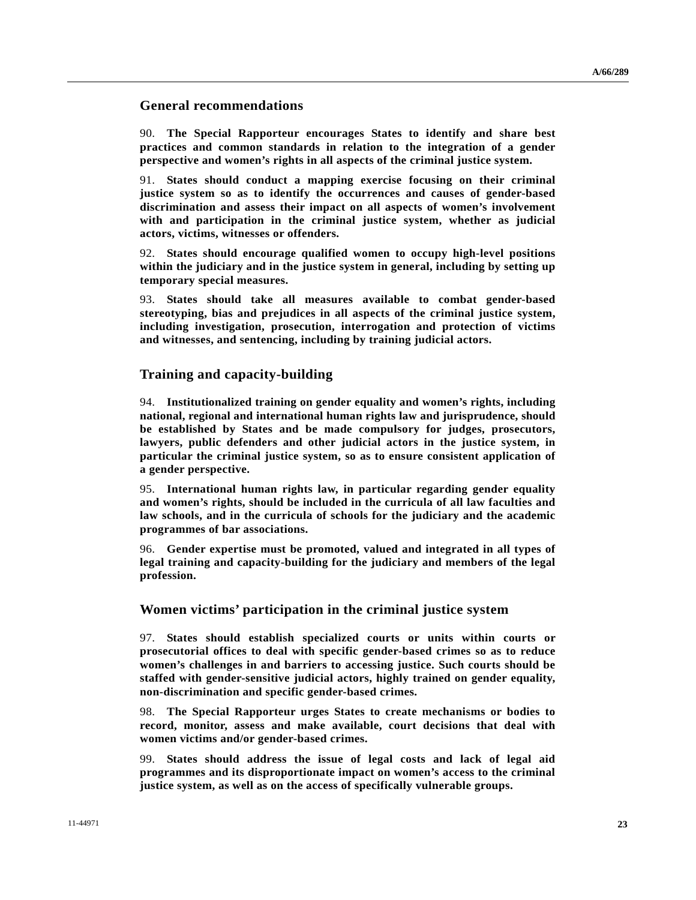## General recommendations

90. **The Special Rapporteur encourages States to identify and share best practices and common standards in relation to the integration of a gender perspective and women's rights in all aspects of the criminal justice system.**

91. **States should conduct a mapping exercise focusing on their criminal justice system so as to identify the occurrences and causes of gender-based discrimination and assess their impact on all aspects of women's involvement with and participation in the criminal justice system, whether as judicial actors, victims, witnesses or offenders.**

92. **States should encourage qualified women to occupy high-level positions within the judiciary and in the justice system in general, including by setting up temporary special measures.**

93. **States should take all measures available to combat gender-based stereotyping, bias and prejudices in all aspects of the criminal justice system, including investigation, prosecution, interrogation and protection of victims and witnesses, and sentencing, including by training judicial actors.**

## Training and capacity-building

94. **Institutionalized training on gender equality and women's rights, including national, regional and international human rights law and jurisprudence, should be established by States and be made compulsory for judges, prosecutors, lawyers, public defenders and other judicial actors in the justice system, in particular the criminal justice system, so as to ensure consistent application of a gender perspective.**

95. **International human rights law, in particular regarding gender equality and women's rights, should be included in the curricula of all law faculties and law schools, and in the curricula of schools for the judiciary and the academic programmes of bar associations.**

96. **Gender expertise must be promoted, valued and integrated in all types of legal training and capacity-building for the judiciary and members of the legal profession.**

## Women victims' participation in the criminal justice system

97. **States should establish specialized courts or units within courts or prosecutorial offices to deal with specific gender-based crimes so as to reduce women's challenges in and barriers to accessing justice. Such courts should be staffed with gender-sensitive judicial actors, highly trained on gender equality, non-discrimination and specific gender-based crimes.**

98. **The Special Rapporteur urges States to create mechanisms or bodies to record, monitor, assess and make available, court decisions that deal with women victims and/or gender-based crimes.**

99. **States should address the issue of legal costs and lack of legal aid programmes and its disproportionate impact on women's access to the criminal justice system, as well as on the access of specifically vulnerable groups.**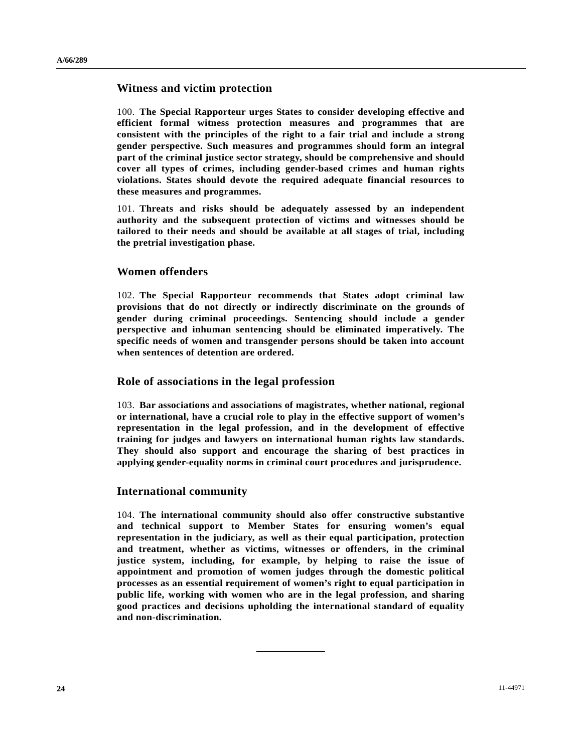## Witness and victim protection

100. **The Special Rapporteur urges States to consider developing effective and efficient formal witness protection measures and programmes that are consistent with the principles of the right to a fair trial and include a strong gender perspective. Such measures and programmes should form an integral part of the criminal justice sector strategy, should be comprehensive and should cover all types of crimes, including gender-based crimes and human rights violations. States should devote the required adequate financial resources to these measures and programmes.**

101. **Threats and risks should be adequately assessed by an independent authority and the subsequent protection of victims and witnesses should be tailored to their needs and should be available at all stages of trial, including the pretrial investigation phase.**

## Women offenders

102. **The Special Rapporteur recommends that States adopt criminal law provisions that do not directly or indirectly discriminate on the grounds of gender during criminal proceedings. Sentencing should include a gender perspective and inhuman sentencing should be eliminated imperatively. The specific needs of women and transgender persons should be taken into account when sentences of detention are ordered.**

## Role of associations in the legal profession

103. **Bar associations and associations of magistrates, whether national, regional or international, have a crucial role to play in the effective support of women's representation in the legal profession, and in the development of effective training for judges and lawyers on international human rights law standards. They should also support and encourage the sharing of best practices in applying gender-equality norms in criminal court procedures and jurisprudence.**

## International community

104. **The international community should also offer constructive substantive and technical support to Member States for ensuring women's equal representation in the judiciary, as well as their equal participation, protection and treatment, whether as victims, witnesses or offenders, in the criminal justice system, including, for example, by helping to raise the issue of appointment and promotion of women judges through the domestic political processes as an essential requirement of women's right to equal participation in public life, working with women who are in the legal profession, and sharing good practices and decisions upholding the international standard of equality and non-discrimination.**